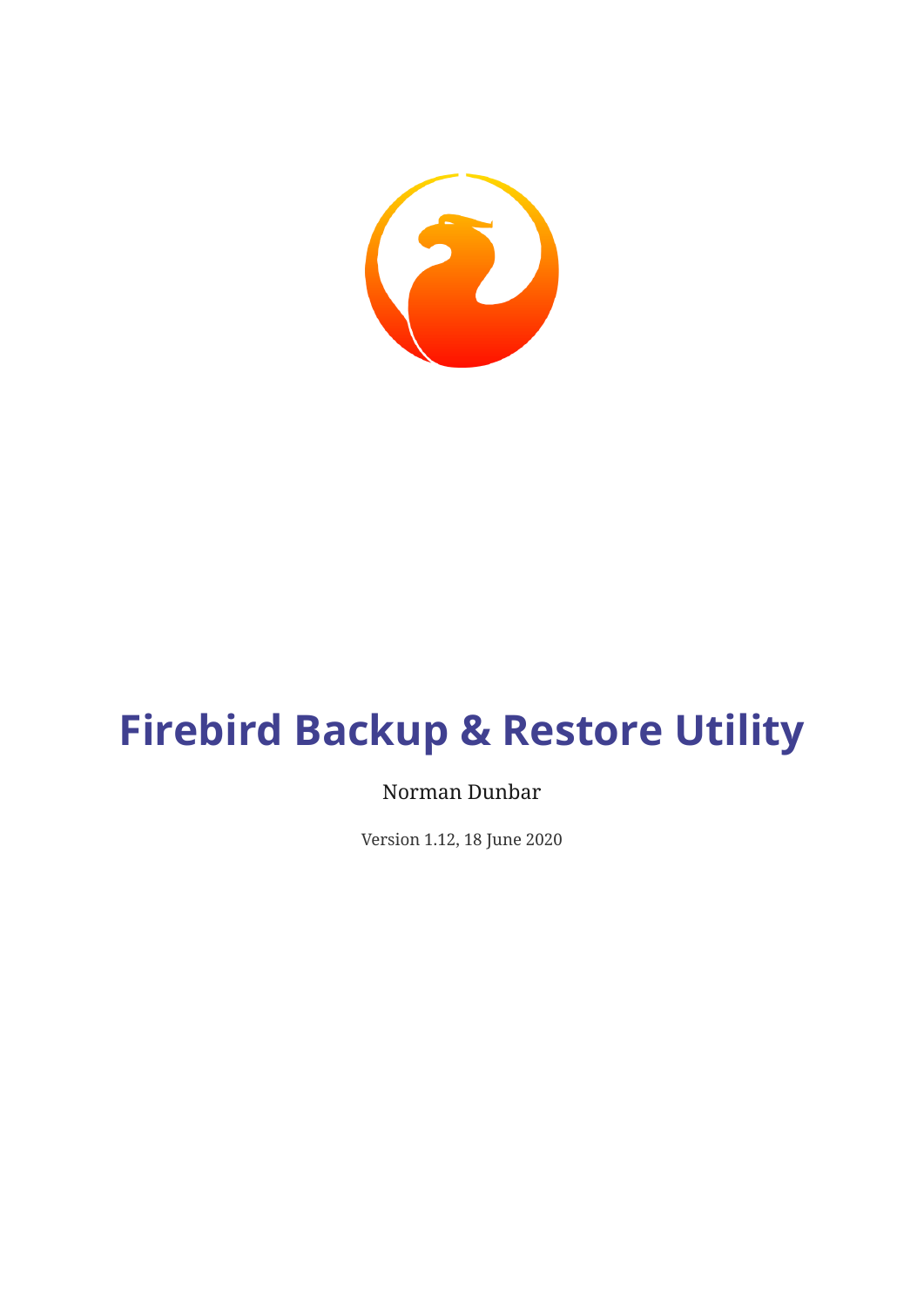# Firebird Backup & Restore Utility

Norman Dunbar

Version 1.12, 18 June 2020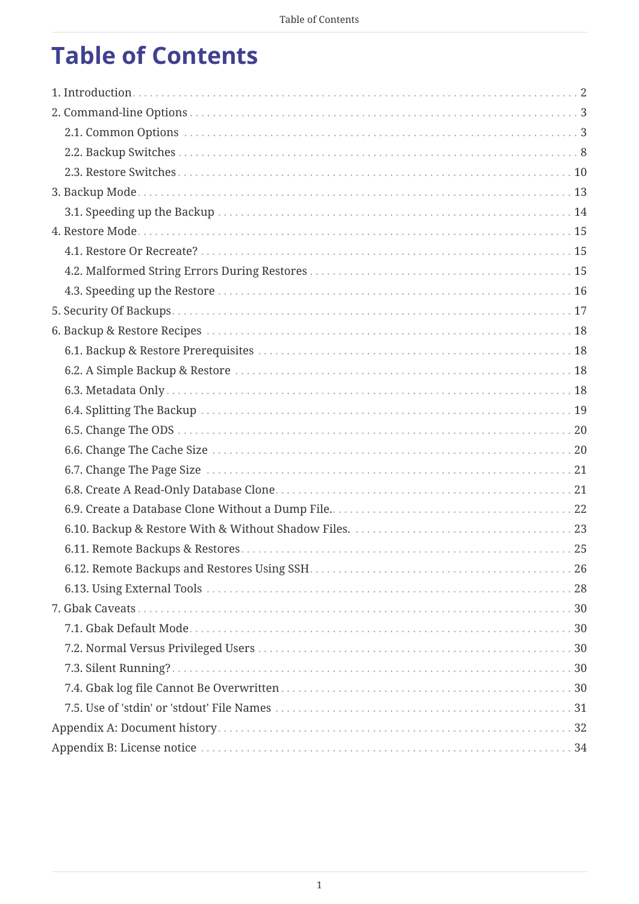# Table of Contents

- 1. Introduction ... 2
- 2. Command-line Options ... 3
  - 2.1. Common Options ... 3
  - 2.2. Backup Switches ... 8
  - 2.3. Restore Switches ... 10
- 3. Backup Mode ... 13
  - 3.1. Speeding up the Backup ... 14
- 4. Restore Mode ... 15
  - 4.1. Restore Or Recreate? ... 15
  - 4.2. Malformed String Errors During Restores ... 15
  - 4.3. Speeding up the Restore ... 16
- 5. Security Of Backups ... 17
- 6. Backup & Restore Recipes ... 18
  - 6.1. Backup & Restore Prerequisites ... 18
  - 6.2. A Simple Backup & Restore ... 18
  - 6.3. Metadata Only ... 18
  - 6.4. Splitting The Backup ... 19
  - 6.5. Change The ODS ... 20
  - 6.6. Change The Cache Size ... 20
  - 6.7. Change The Page Size ... 21
  - 6.8. Create A Read-Only Database Clone ... 21
  - 6.9. Create a Database Clone Without a Dump File. ... 22
  - 6.10. Backup & Restore With & Without Shadow Files. ... 23
  - 6.11. Remote Backups & Restores ... 25
  - 6.12. Remote Backups and Restores Using SSH ... 26
  - 6.13. Using External Tools ... 28
- 7. Gbak Caveats ... 30
  - 7.1. Gbak Default Mode ... 30
  - 7.2. Normal Versus Privileged Users ... 30
  - 7.3. Silent Running? ... 30
  - 7.4. Gbak log file Cannot Be Overwritten ... 30
  - 7.5. Use of 'stdin' or 'stdout' File Names ... 31
- Appendix A: Document history ... 32
- Appendix B: License notice ... 34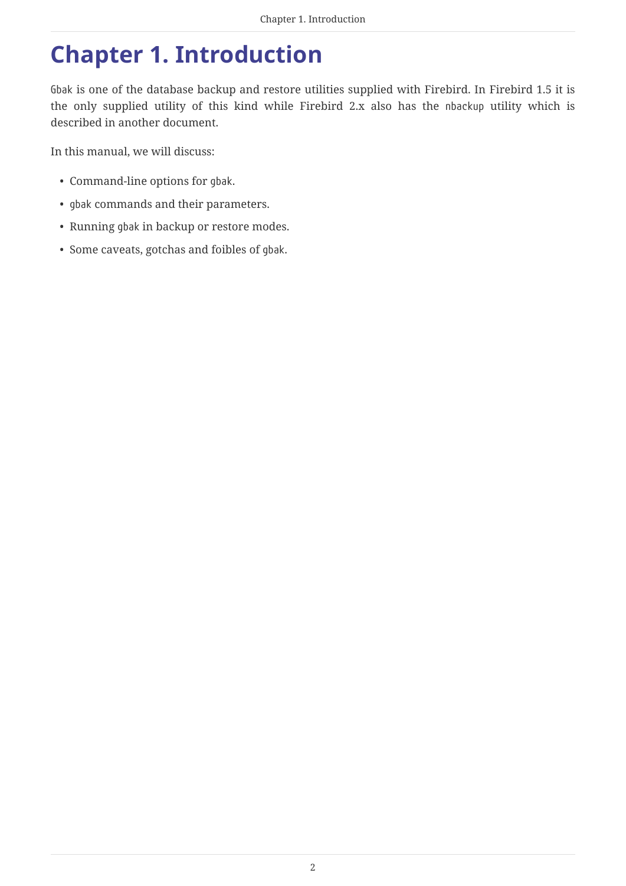# Chapter 1. Introduction

`Gbak` is one of the database backup and restore utilities supplied with Firebird. In Firebird 1.5 it is the only supplied utility of this kind while Firebird 2.x also has the `nbackup` utility which is described in another document.

In this manual, we will discuss:

- Command-line options for `gbak`.
- `gbak` commands and their parameters.
- Running `gbak` in backup or restore modes.
- Some caveats, gotchas and foibles of `gbak`.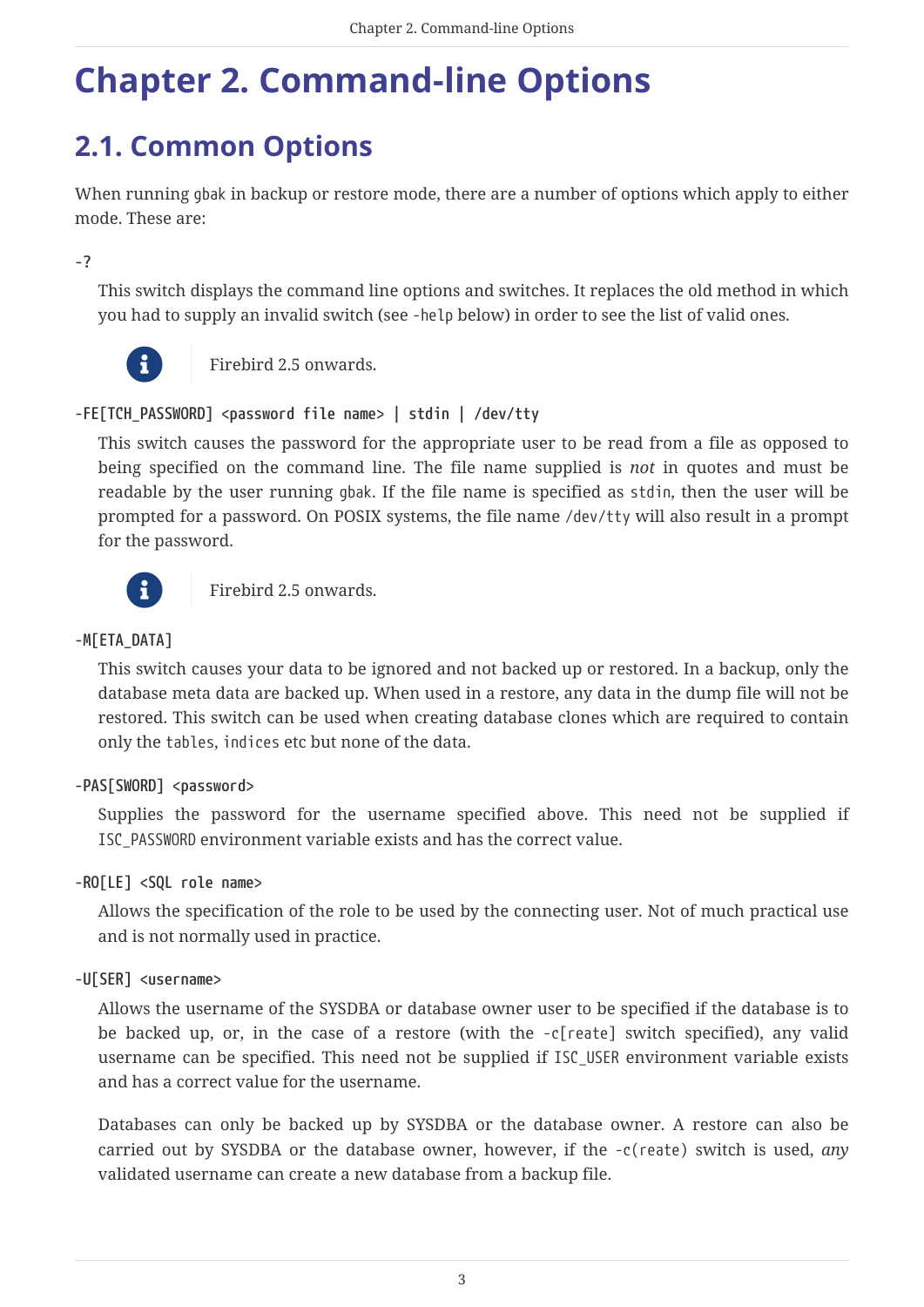# Chapter 2. Command-line Options

## 2.1. Common Options

When running `gbak` in backup or restore mode, there are a number of options which apply to either mode. These are:

**-?**

This switch displays the command line options and switches. It replaces the old method in which you had to supply an invalid switch (see `-help` below) in order to see the list of valid ones.

> Firebird 2.5 onwards.

**-FE[TCH_PASSWORD] <password file name> | stdin | /dev/tty**

This switch causes the password for the appropriate user to be read from a file as opposed to being specified on the command line. The file name supplied is *not* in quotes and must be readable by the user running `gbak`. If the file name is specified as `stdin`, then the user will be prompted for a password. On POSIX systems, the file name `/dev/tty` will also result in a prompt for the password.

> Firebird 2.5 onwards.

**-M[ETA_DATA]**

This switch causes your data to be ignored and not backed up or restored. In a backup, only the database meta data are backed up. When used in a restore, any data in the dump file will not be restored. This switch can be used when creating database clones which are required to contain only the `tables`, `indices` etc but none of the data.

**-PAS[SWORD] <password>**

Supplies the password for the username specified above. This need not be supplied if `ISC_PASSWORD` environment variable exists and has the correct value.

**-RO[LE] <SQL role name>**

Allows the specification of the role to be used by the connecting user. Not of much practical use and is not normally used in practice.

**-U[SER] <username>**

Allows the username of the SYSDBA or database owner user to be specified if the database is to be backed up, or, in the case of a restore (with the `-c[reate]` switch specified), any valid username can be specified. This need not be supplied if `ISC_USER` environment variable exists and has a correct value for the username.

Databases can only be backed up by SYSDBA or the database owner. A restore can also be carried out by SYSDBA or the database owner, however, if the `-c(reate)` switch is used, *any* validated username can create a new database from a backup file.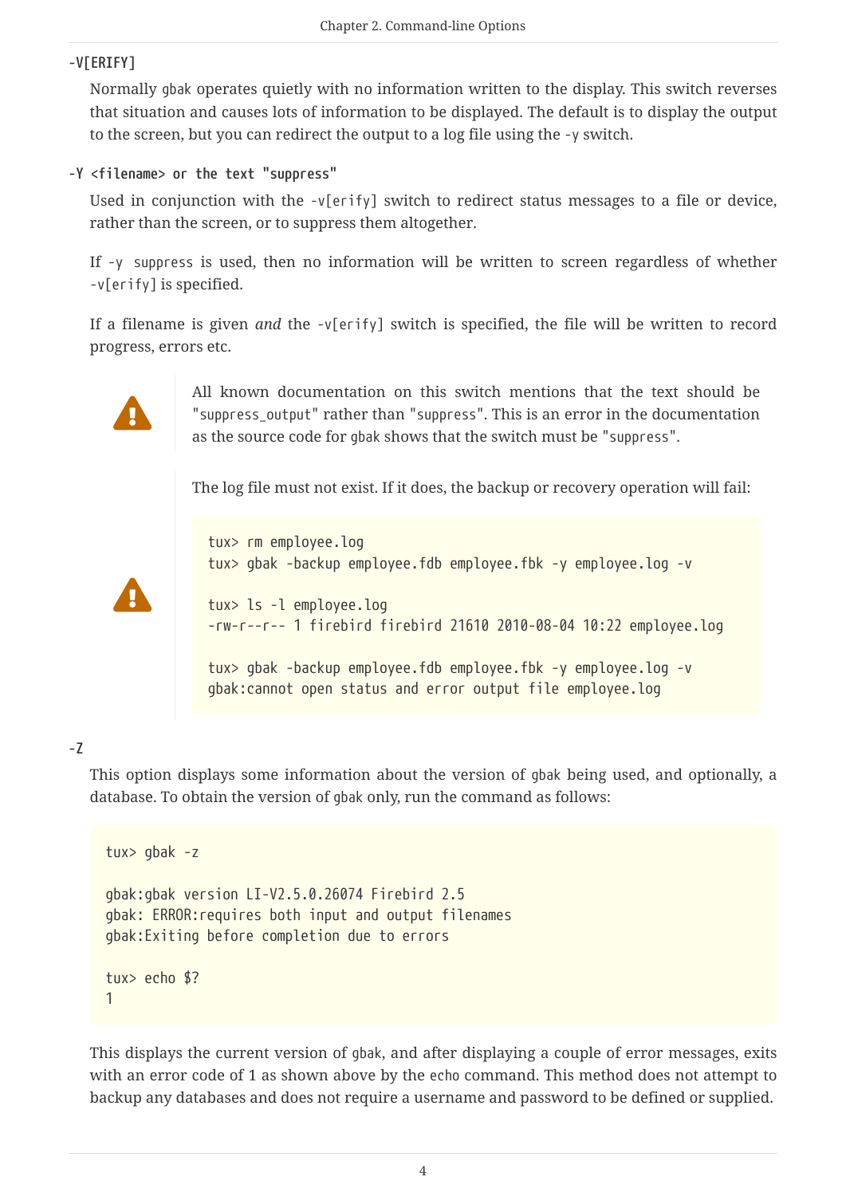**-V[ERIFY]**

Normally `gbak` operates quietly with no information written to the display. This switch reverses that situation and causes lots of information to be displayed. The default is to display the output to the screen, but you can redirect the output to a log file using the `-y` switch.

**-Y <filename> or the text "suppress"**

Used in conjunction with the `-v[erify]` switch to redirect status messages to a file or device, rather than the screen, or to suppress them altogether.

If `-y suppress` is used, then no information will be written to screen regardless of whether `-v[erify]` is specified.

If a filename is given *and* the `-v[erify]` switch is specified, the file will be written to record progress, errors etc.

> ⚠ All known documentation on this switch mentions that the text should be "`suppress_output`" rather than "`suppress`". This is an error in the documentation as the source code for `gbak` shows that the switch must be "`suppress`".

> ⚠ The log file must not exist. If it does, the backup or recovery operation will fail:
>
> ```
> tux> rm employee.log
> tux> gbak -backup employee.fdb employee.fbk -y employee.log -v
>
> tux> ls -l employee.log
> -rw-r--r-- 1 firebird firebird 21610 2010-08-04 10:22 employee.log
>
> tux> gbak -backup employee.fdb employee.fbk -y employee.log -v
> gbak:cannot open status and error output file employee.log
> ```

**-Z**

This option displays some information about the version of `gbak` being used, and optionally, a database. To obtain the version of `gbak` only, run the command as follows:

```
tux> gbak -z

gbak:gbak version LI-V2.5.0.26074 Firebird 2.5
gbak: ERROR:requires both input and output filenames
gbak:Exiting before completion due to errors

tux> echo $?
1
```

This displays the current version of `gbak`, and after displaying a couple of error messages, exits with an error code of 1 as shown above by the `echo` command. This method does not attempt to backup any databases and does not require a username and password to be defined or supplied.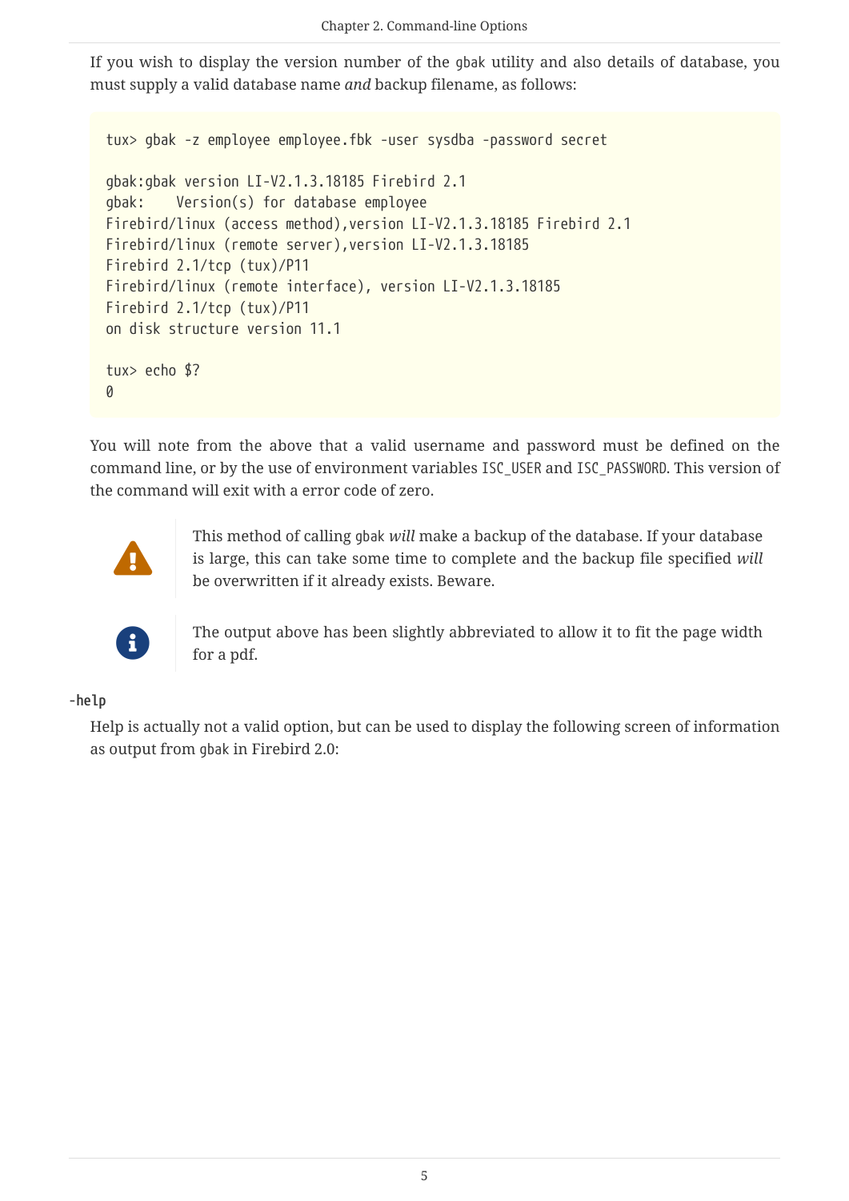If you wish to display the version number of the `gbak` utility and also details of database, you must supply a valid database name *and* backup filename, as follows:

```
tux> gbak -z employee employee.fbk -user sysdba -password secret

gbak:gbak version LI-V2.1.3.18185 Firebird 2.1
gbak:    Version(s) for database employee
Firebird/linux (access method),version LI-V2.1.3.18185 Firebird 2.1
Firebird/linux (remote server),version LI-V2.1.3.18185
Firebird 2.1/tcp (tux)/P11
Firebird/linux (remote interface), version LI-V2.1.3.18185
Firebird 2.1/tcp (tux)/P11
on disk structure version 11.1

tux> echo $?
0
```

You will note from the above that a valid username and password must be defined on the command line, or by the use of environment variables `ISC_USER` and `ISC_PASSWORD`. This version of the command will exit with a error code of zero.

> **Warning:** This method of calling `gbak` *will* make a backup of the database. If your database is large, this can take some time to complete and the backup file specified *will* be overwritten if it already exists. Beware.

> **Note:** The output above has been slightly abbreviated to allow it to fit the page width for a pdf.

**-help**

Help is actually not a valid option, but can be used to display the following screen of information as output from `gbak` in Firebird 2.0: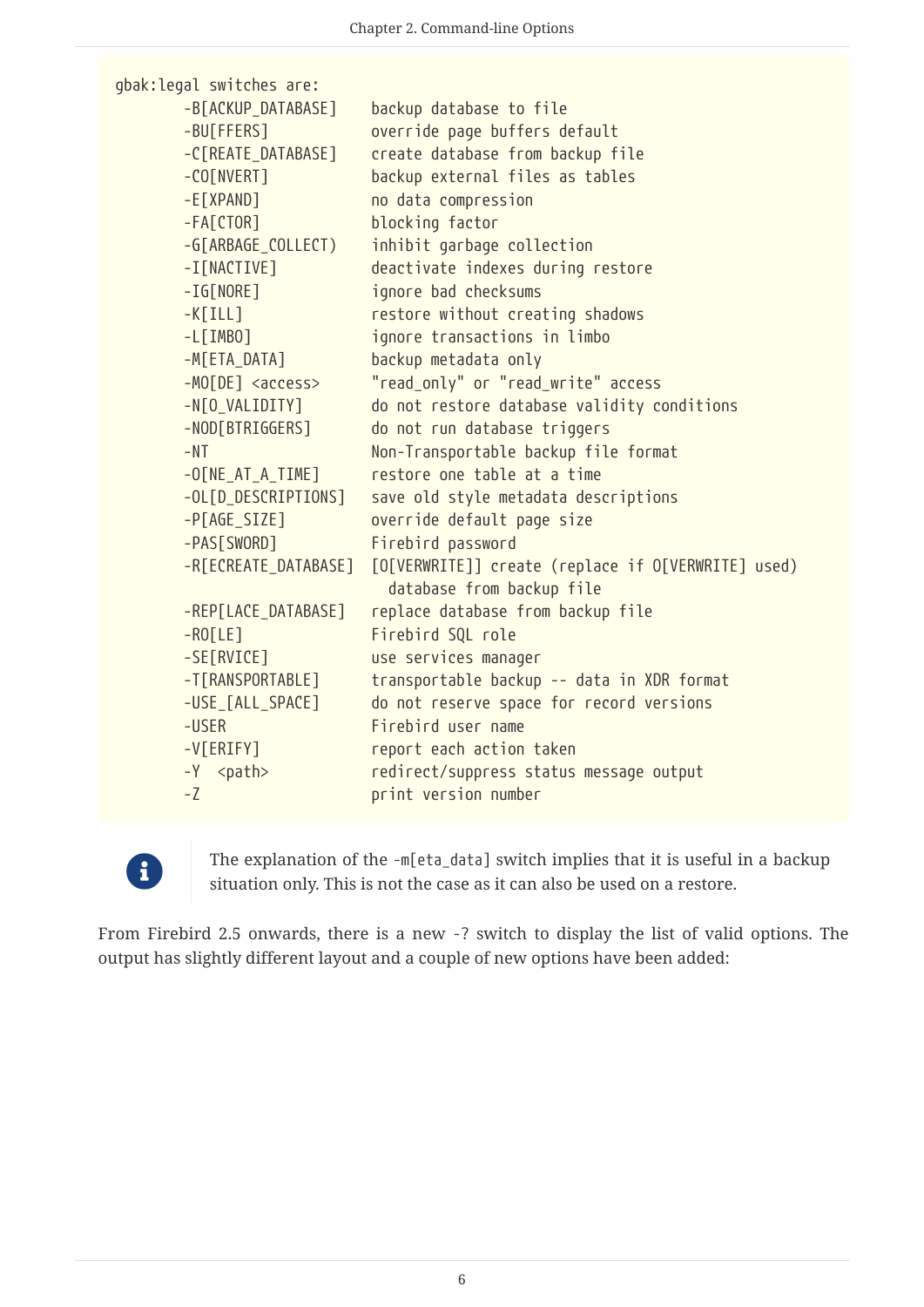```
gbak:legal switches are:
        -B[ACKUP_DATABASE]    backup database to file
        -BU[FFERS]            override page buffers default
        -C[REATE_DATABASE]    create database from backup file
        -CO[NVERT]            backup external files as tables
        -E[XPAND]             no data compression
        -FA[CTOR]             blocking factor
        -G[ARBAGE_COLLECT)    inhibit garbage collection
        -I[NACTIVE]           deactivate indexes during restore
        -IG[NORE]             ignore bad checksums
        -K[ILL]               restore without creating shadows
        -L[IMBO]              ignore transactions in limbo
        -M[ETA_DATA]          backup metadata only
        -MO[DE] <access>      "read_only" or "read_write" access
        -N[O_VALIDITY]        do not restore database validity conditions
        -NOD[BTRIGGERS]       do not run database triggers
        -NT                   Non-Transportable backup file format
        -O[NE_AT_A_TIME]      restore one table at a time
        -OL[D_DESCRIPTIONS]   save old style metadata descriptions
        -P[AGE_SIZE]          override default page size
        -PAS[SWORD]           Firebird password
        -R[ECREATE_DATABASE]  [O[VERWRITE]] create (replace if O[VERWRITE] used)
                                database from backup file
        -REP[LACE_DATABASE]   replace database from backup file
        -RO[LE]               Firebird SQL role
        -SE[RVICE]            use services manager
        -T[RANSPORTABLE]      transportable backup -- data in XDR format
        -USE_[ALL_SPACE]      do not reserve space for record versions
        -USER                 Firebird user name
        -V[ERIFY]             report each action taken
        -Y  <path>            redirect/suppress status message output
        -Z                    print version number
```

The explanation of the `-m[eta_data]` switch implies that it is useful in a backup situation only. This is not the case as it can also be used on a restore.

From Firebird 2.5 onwards, there is a new `-?` switch to display the list of valid options. The output has slightly different layout and a couple of new options have been added: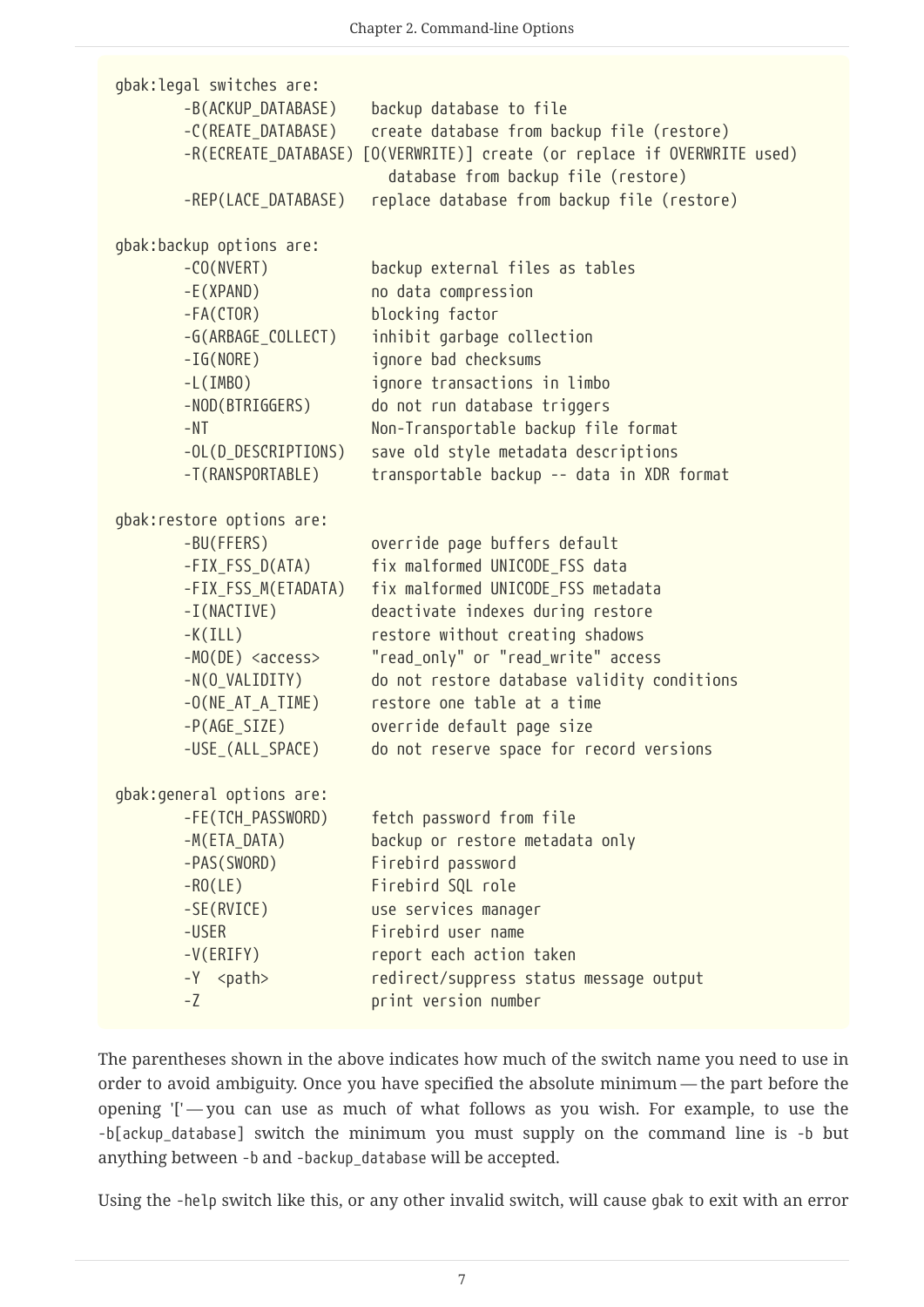```
gbak:legal switches are:
        -B(ACKUP_DATABASE)    backup database to file
        -C(REATE_DATABASE)    create database from backup file (restore)
        -R(ECREATE_DATABASE) [O(VERWRITE)] create (or replace if OVERWRITE used)
                                database from backup file (restore)
        -REP(LACE_DATABASE)   replace database from backup file (restore)

gbak:backup options are:
        -CO(NVERT)            backup external files as tables
        -E(XPAND)             no data compression
        -FA(CTOR)             blocking factor
        -G(ARBAGE_COLLECT)    inhibit garbage collection
        -IG(NORE)             ignore bad checksums
        -L(IMBO)              ignore transactions in limbo
        -NOD(BTRIGGERS)       do not run database triggers
        -NT                   Non-Transportable backup file format
        -OL(D_DESCRIPTIONS)   save old style metadata descriptions
        -T(RANSPORTABLE)      transportable backup -- data in XDR format

gbak:restore options are:
        -BU(FFERS)            override page buffers default
        -FIX_FSS_D(ATA)       fix malformed UNICODE_FSS data
        -FIX_FSS_M(ETADATA)   fix malformed UNICODE_FSS metadata
        -I(NACTIVE)           deactivate indexes during restore
        -K(ILL)               restore without creating shadows
        -MO(DE) <access>      "read_only" or "read_write" access
        -N(O_VALIDITY)        do not restore database validity conditions
        -O(NE_AT_A_TIME)      restore one table at a time
        -P(AGE_SIZE)          override default page size
        -USE_(ALL_SPACE)      do not reserve space for record versions

gbak:general options are:
        -FE(TCH_PASSWORD)     fetch password from file
        -M(ETA_DATA)          backup or restore metadata only
        -PAS(SWORD)           Firebird password
        -RO(LE)               Firebird SQL role
        -SE(RVICE)            use services manager
        -USER                 Firebird user name
        -V(ERIFY)             report each action taken
        -Y  <path>            redirect/suppress status message output
        -Z                    print version number
```

The parentheses shown in the above indicates how much of the switch name you need to use in order to avoid ambiguity. Once you have specified the absolute minimum — the part before the opening '[' — you can use as much of what follows as you wish. For example, to use the `-b[ackup_database]` switch the minimum you must supply on the command line is `-b` but anything between `-b` and `-backup_database` will be accepted.

Using the `-help` switch like this, or any other invalid switch, will cause `gbak` to exit with an error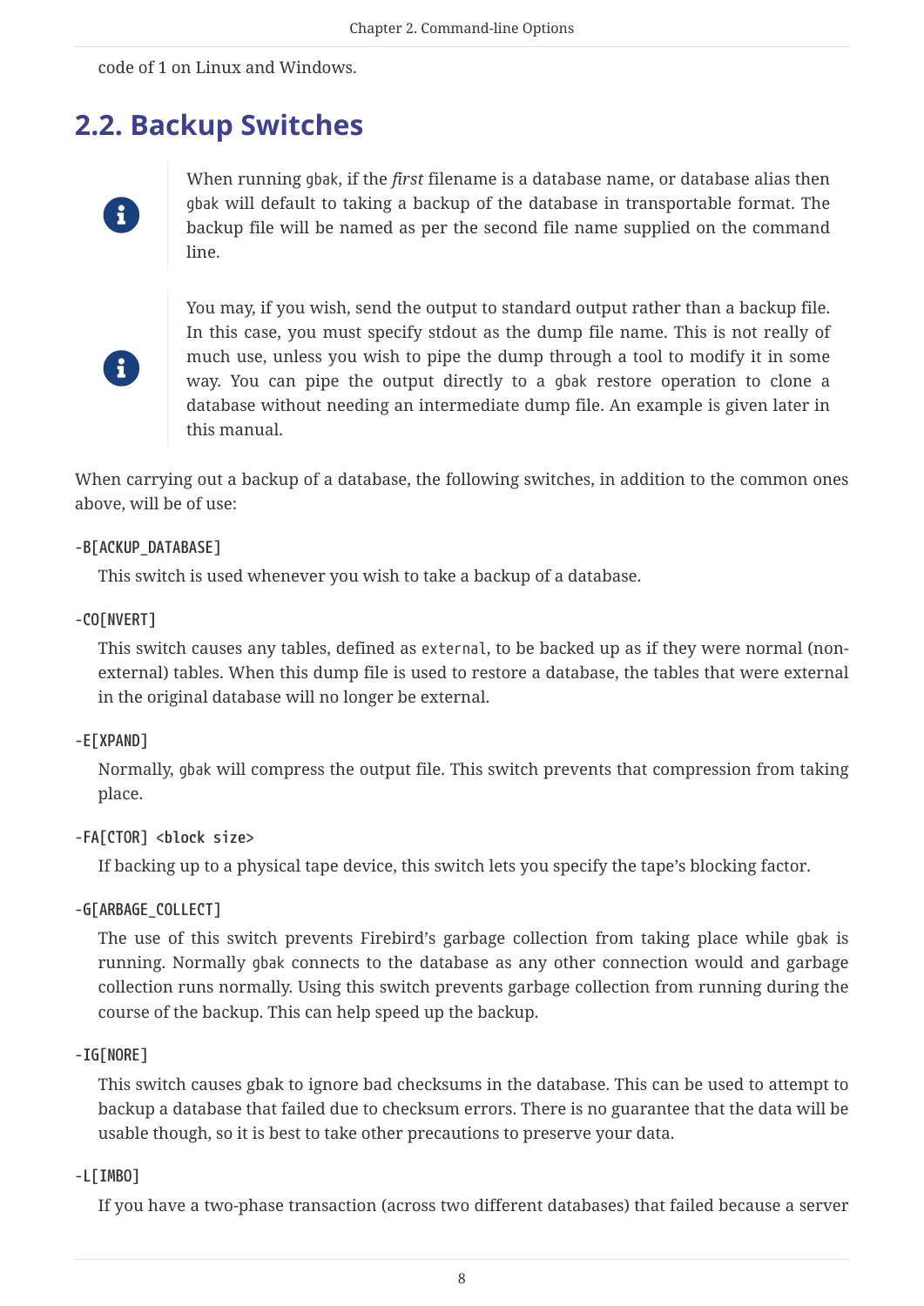code of 1 on Linux and Windows.

## 2.2. Backup Switches

> When running `gbak`, if the *first* filename is a database name, or database alias then `gbak` will default to taking a backup of the database in transportable format. The backup file will be named as per the second file name supplied on the command line.

> You may, if you wish, send the output to standard output rather than a backup file. In this case, you must specify stdout as the dump file name. This is not really of much use, unless you wish to pipe the dump through a tool to modify it in some way. You can pipe the output directly to a `gbak` restore operation to clone a database without needing an intermediate dump file. An example is given later in this manual.

When carrying out a backup of a database, the following switches, in addition to the common ones above, will be of use:

**-B[ACKUP_DATABASE]**

This switch is used whenever you wish to take a backup of a database.

**-CO[NVERT]**

This switch causes any tables, defined as `external`, to be backed up as if they were normal (non-external) tables. When this dump file is used to restore a database, the tables that were external in the original database will no longer be external.

**-E[XPAND]**

Normally, `gbak` will compress the output file. This switch prevents that compression from taking place.

**-FA[CTOR] <block size>**

If backing up to a physical tape device, this switch lets you specify the tape's blocking factor.

**-G[ARBAGE_COLLECT]**

The use of this switch prevents Firebird's garbage collection from taking place while `gbak` is running. Normally `gbak` connects to the database as any other connection would and garbage collection runs normally. Using this switch prevents garbage collection from running during the course of the backup. This can help speed up the backup.

**-IG[NORE]**

This switch causes gbak to ignore bad checksums in the database. This can be used to attempt to backup a database that failed due to checksum errors. There is no guarantee that the data will be usable though, so it is best to take other precautions to preserve your data.

**-L[IMBO]**

If you have a two-phase transaction (across two different databases) that failed because a server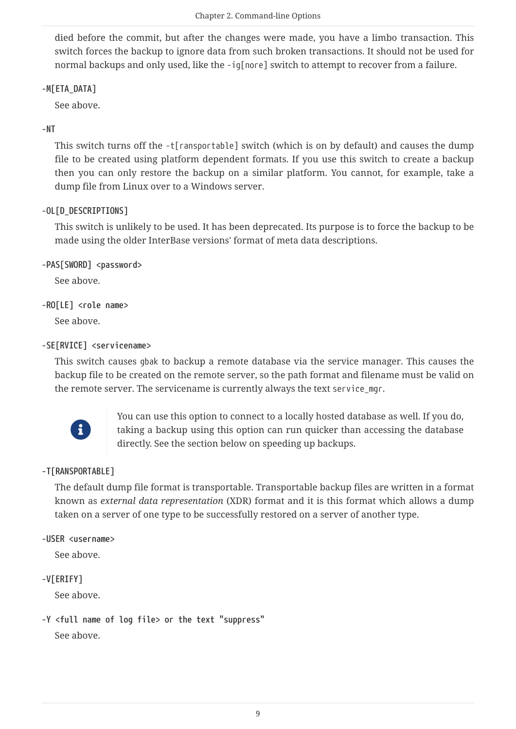died before the commit, but after the changes were made, you have a limbo transaction. This switch forces the backup to ignore data from such broken transactions. It should not be used for normal backups and only used, like the `-ig[nore]` switch to attempt to recover from a failure.

**-M[ETA_DATA]**

See above.

**-NT**

This switch turns off the `-t[ransportable]` switch (which is on by default) and causes the dump file to be created using platform dependent formats. If you use this switch to create a backup then you can only restore the backup on a similar platform. You cannot, for example, take a dump file from Linux over to a Windows server.

**-OL[D_DESCRIPTIONS]**

This switch is unlikely to be used. It has been deprecated. Its purpose is to force the backup to be made using the older InterBase versions' format of meta data descriptions.

**-PAS[SWORD] <password>**

See above.

**-RO[LE] <role name>**

See above.

**-SE[RVICE] <servicename>**

This switch causes `gbak` to backup a remote database via the service manager. This causes the backup file to be created on the remote server, so the path format and filename must be valid on the remote server. The servicename is currently always the text `service_mgr`.

> You can use this option to connect to a locally hosted database as well. If you do, taking a backup using this option can run quicker than accessing the database directly. See the section below on speeding up backups.

**-T[RANSPORTABLE]**

The default dump file format is transportable. Transportable backup files are written in a format known as *external data representation* (XDR) format and it is this format which allows a dump taken on a server of one type to be successfully restored on a server of another type.

**-USER <username>**

See above.

**-V[ERIFY]**

See above.

**-Y <full name of log file> or the text "suppress"**

See above.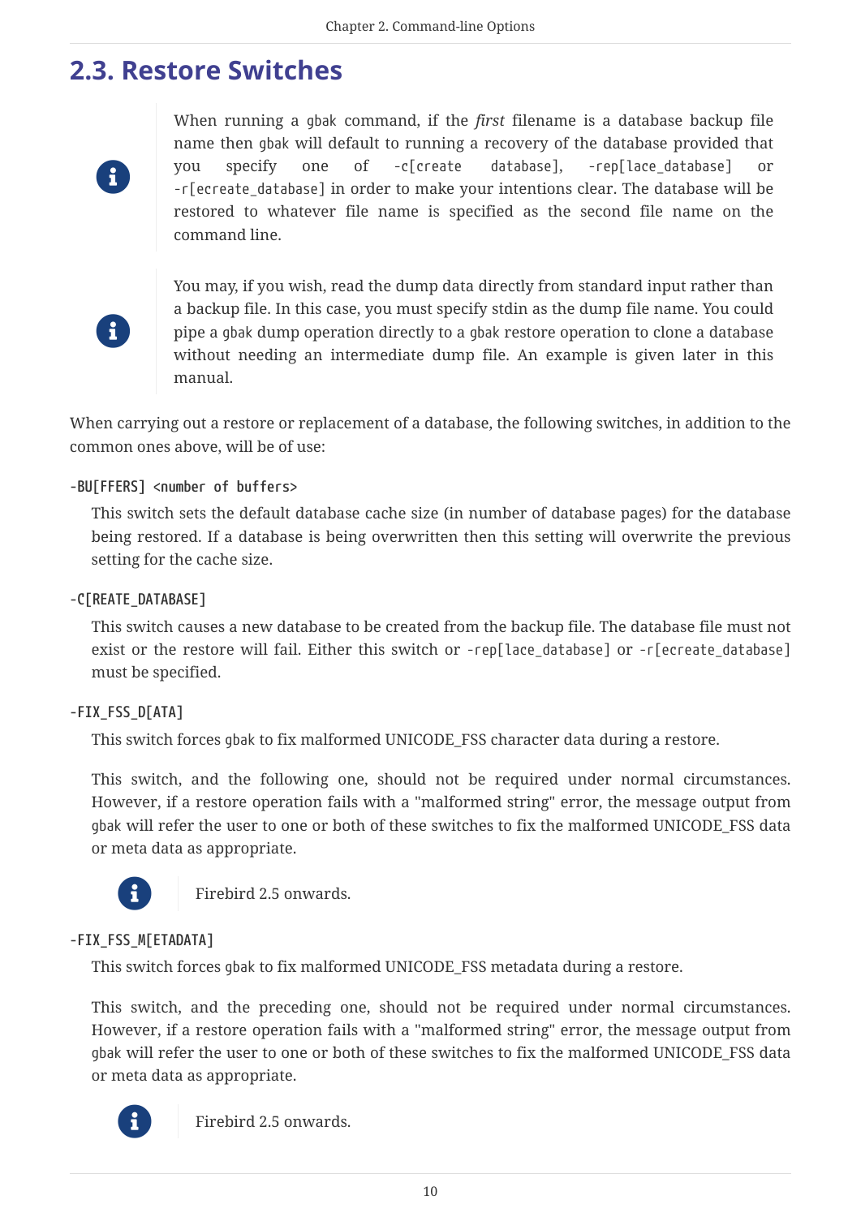## 2.3. Restore Switches

> When running a `gbak` command, if the *first* filename is a database backup file name then `gbak` will default to running a recovery of the database provided that you specify one of `-c[create database]`, `-rep[lace_database]` or `-r[ecreate_database]` in order to make your intentions clear. The database will be restored to whatever file name is specified as the second file name on the command line.

> You may, if you wish, read the dump data directly from standard input rather than a backup file. In this case, you must specify stdin as the dump file name. You could pipe a `gbak` dump operation directly to a `gbak` restore operation to clone a database without needing an intermediate dump file. An example is given later in this manual.

When carrying out a restore or replacement of a database, the following switches, in addition to the common ones above, will be of use:

**`-BU[FFERS] <number of buffers>`**

This switch sets the default database cache size (in number of database pages) for the database being restored. If a database is being overwritten then this setting will overwrite the previous setting for the cache size.

**`-C[REATE_DATABASE]`**

This switch causes a new database to be created from the backup file. The database file must not exist or the restore will fail. Either this switch or `-rep[lace_database]` or `-r[ecreate_database]` must be specified.

**`-FIX_FSS_D[ATA]`**

This switch forces `gbak` to fix malformed UNICODE_FSS character data during a restore.

This switch, and the following one, should not be required under normal circumstances. However, if a restore operation fails with a "malformed string" error, the message output from `gbak` will refer the user to one or both of these switches to fix the malformed UNICODE_FSS data or meta data as appropriate.

> Firebird 2.5 onwards.

**`-FIX_FSS_M[ETADATA]`**

This switch forces `gbak` to fix malformed UNICODE_FSS metadata during a restore.

This switch, and the preceding one, should not be required under normal circumstances. However, if a restore operation fails with a "malformed string" error, the message output from `gbak` will refer the user to one or both of these switches to fix the malformed UNICODE_FSS data or meta data as appropriate.

> Firebird 2.5 onwards.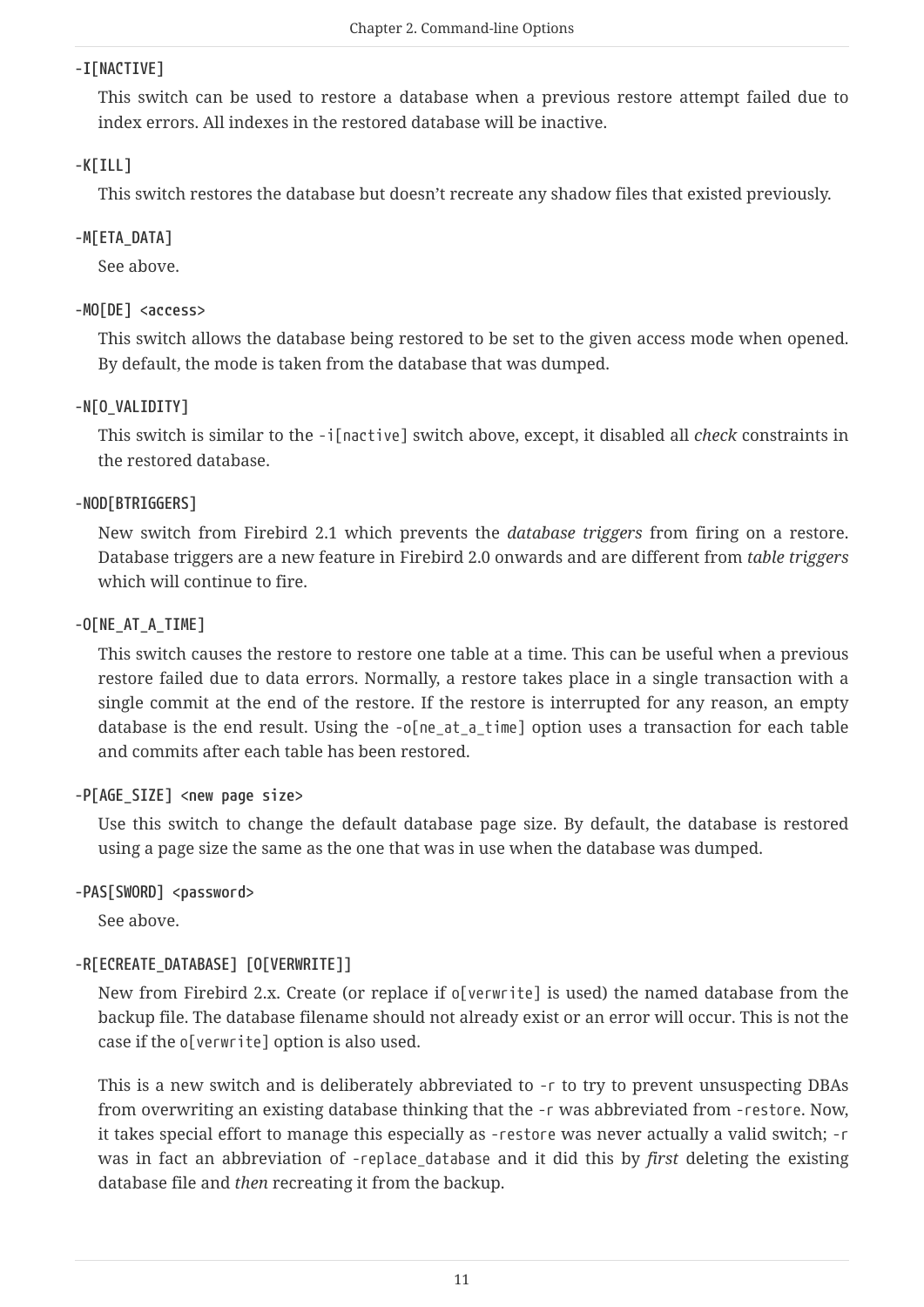**-I[NACTIVE]**

This switch can be used to restore a database when a previous restore attempt failed due to index errors. All indexes in the restored database will be inactive.

**-K[ILL]**

This switch restores the database but doesn't recreate any shadow files that existed previously.

**-M[ETA_DATA]**

See above.

**-MO[DE] <access>**

This switch allows the database being restored to be set to the given access mode when opened. By default, the mode is taken from the database that was dumped.

**-N[O_VALIDITY]**

This switch is similar to the `-i[nactive]` switch above, except, it disabled all *check* constraints in the restored database.

**-NOD[BTRIGGERS]**

New switch from Firebird 2.1 which prevents the *database triggers* from firing on a restore. Database triggers are a new feature in Firebird 2.0 onwards and are different from *table triggers* which will continue to fire.

**-O[NE_AT_A_TIME]**

This switch causes the restore to restore one table at a time. This can be useful when a previous restore failed due to data errors. Normally, a restore takes place in a single transaction with a single commit at the end of the restore. If the restore is interrupted for any reason, an empty database is the end result. Using the `-o[ne_at_a_time]` option uses a transaction for each table and commits after each table has been restored.

**-P[AGE_SIZE] <new page size>**

Use this switch to change the default database page size. By default, the database is restored using a page size the same as the one that was in use when the database was dumped.

**-PAS[SWORD] <password>**

See above.

**-R[ECREATE_DATABASE] [O[VERWRITE]]**

New from Firebird 2.x. Create (or replace if `o[verwrite]` is used) the named database from the backup file. The database filename should not already exist or an error will occur. This is not the case if the `o[verwrite]` option is also used.

This is a new switch and is deliberately abbreviated to `-r` to try to prevent unsuspecting DBAs from overwriting an existing database thinking that the `-r` was abbreviated from `-restore`. Now, it takes special effort to manage this especially as `-restore` was never actually a valid switch; `-r` was in fact an abbreviation of `-replace_database` and it did this by *first* deleting the existing database file and *then* recreating it from the backup.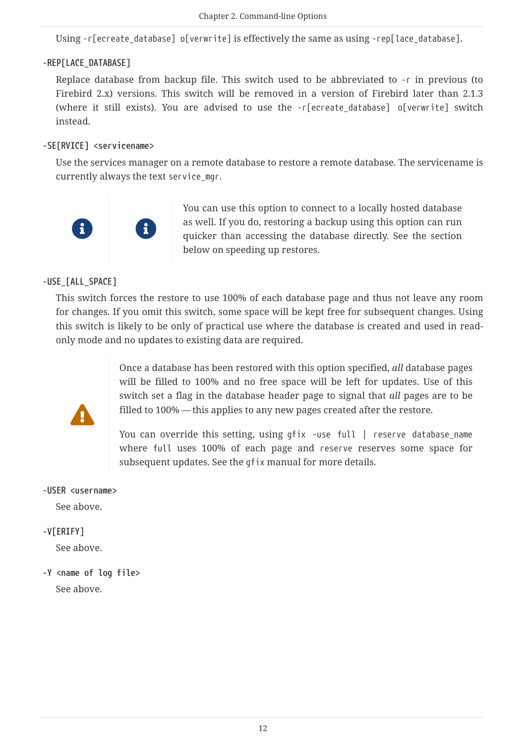Using `-r[ecreate_database] o[verwrite]` is effectively the same as using `-rep[lace_database]`.

**-REP[LACE_DATABASE]**

Replace database from backup file. This switch used to be abbreviated to `-r` in previous (to Firebird 2.x) versions. This switch will be removed in a version of Firebird later than 2.1.3 (where it still exists). You are advised to use the `-r[ecreate_database] o[verwrite]` switch instead.

**-SE[RVICE] <servicename>**

Use the services manager on a remote database to restore a remote database. The servicename is currently always the text `service_mgr`.

> You can use this option to connect to a locally hosted database as well. If you do, restoring a backup using this option can run quicker than accessing the database directly. See the section below on speeding up restores.

**-USE_[ALL_SPACE]**

This switch forces the restore to use 100% of each database page and thus not leave any room for changes. If you omit this switch, some space will be kept free for subsequent changes. Using this switch is likely to be only of practical use where the database is created and used in read-only mode and no updates to existing data are required.

> Once a database has been restored with this option specified, *all* database pages will be filled to 100% and no free space will be left for updates. Use of this switch set a flag in the database header page to signal that *all* pages are to be filled to 100% — this applies to any new pages created after the restore.
>
> You can override this setting, using `gfix -use full | reserve database_name` where `full` uses 100% of each page and `reserve` reserves some space for subsequent updates. See the `gfix` manual for more details.

**-USER <username>**

See above.

**-V[ERIFY]**

See above.

**-Y <name of log file>**

See above.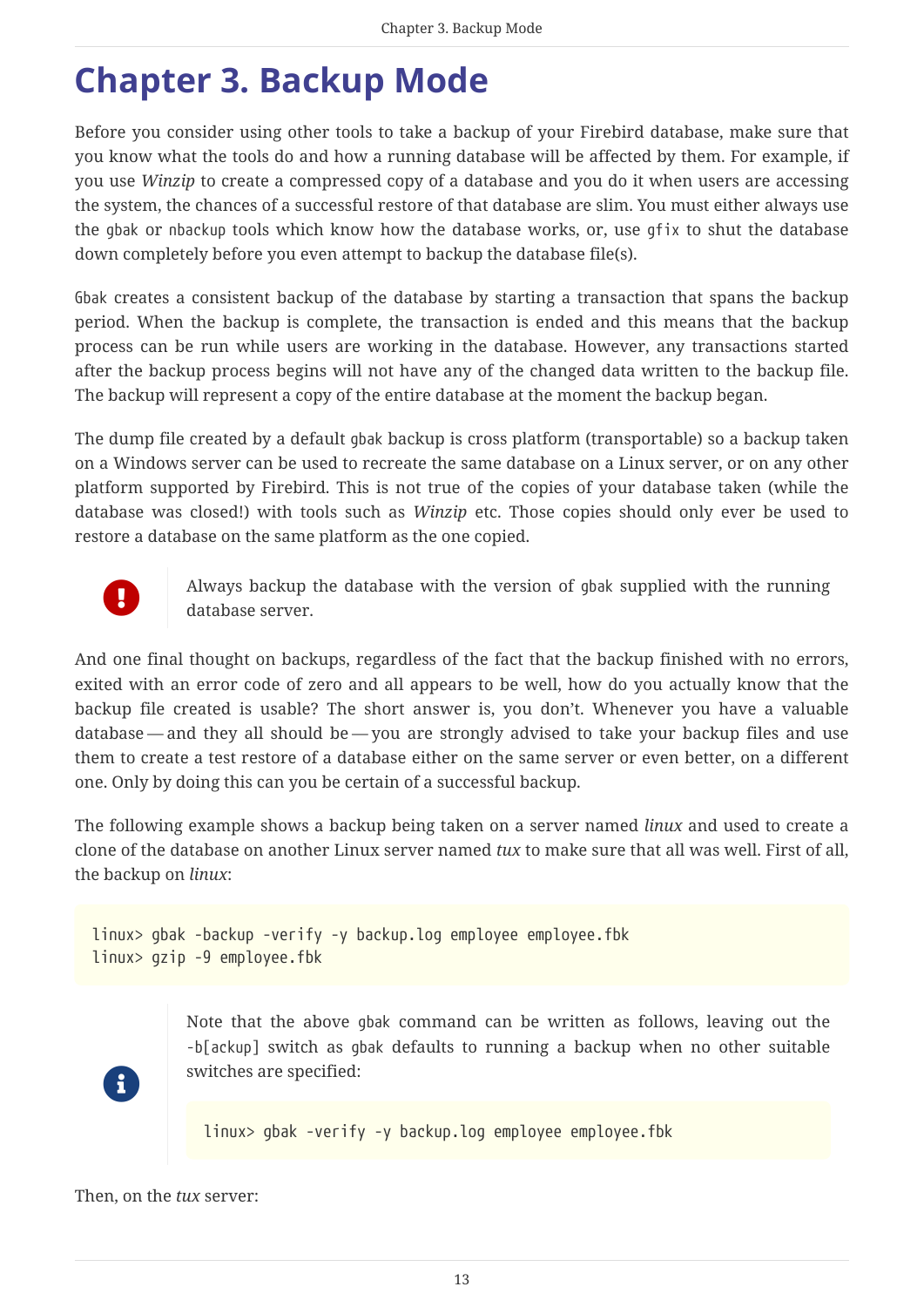# Chapter 3. Backup Mode

Before you consider using other tools to take a backup of your Firebird database, make sure that you know what the tools do and how a running database will be affected by them. For example, if you use *Winzip* to create a compressed copy of a database and you do it when users are accessing the system, the chances of a successful restore of that database are slim. You must either always use the `gbak` or `nbackup` tools which know how the database works, or, use `gfix` to shut the database down completely before you even attempt to backup the database file(s).

`Gbak` creates a consistent backup of the database by starting a transaction that spans the backup period. When the backup is complete, the transaction is ended and this means that the backup process can be run while users are working in the database. However, any transactions started after the backup process begins will not have any of the changed data written to the backup file. The backup will represent a copy of the entire database at the moment the backup began.

The dump file created by a default `gbak` backup is cross platform (transportable) so a backup taken on a Windows server can be used to recreate the same database on a Linux server, or on any other platform supported by Firebird. This is not true of the copies of your database taken (while the database was closed!) with tools such as *Winzip* etc. Those copies should only ever be used to restore a database on the same platform as the one copied.

> Always backup the database with the version of `gbak` supplied with the running database server.

And one final thought on backups, regardless of the fact that the backup finished with no errors, exited with an error code of zero and all appears to be well, how do you actually know that the backup file created is usable? The short answer is, you don't. Whenever you have a valuable database — and they all should be — you are strongly advised to take your backup files and use them to create a test restore of a database either on the same server or even better, on a different one. Only by doing this can you be certain of a successful backup.

The following example shows a backup being taken on a server named *linux* and used to create a clone of the database on another Linux server named *tux* to make sure that all was well. First of all, the backup on *linux*:

```
linux> gbak -backup -verify -y backup.log employee employee.fbk
linux> gzip -9 employee.fbk
```

> Note that the above `gbak` command can be written as follows, leaving out the `-b[ackup]` switch as `gbak` defaults to running a backup when no other suitable switches are specified:
>
> ```
> linux> gbak -verify -y backup.log employee employee.fbk
> ```

Then, on the *tux* server: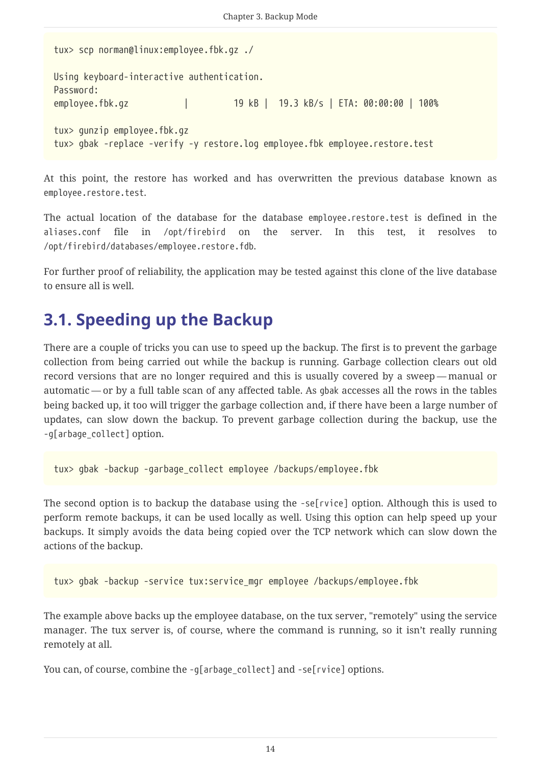```
tux> scp norman@linux:employee.fbk.gz ./

Using keyboard-interactive authentication.
Password:
employee.fbk.gz           |         19 kB |  19.3 kB/s | ETA: 00:00:00 | 100%

tux> gunzip employee.fbk.gz
tux> gbak -replace -verify -y restore.log employee.fbk employee.restore.test
```

At this point, the restore has worked and has overwritten the previous database known as `employee.restore.test`.

The actual location of the database for the database `employee.restore.test` is defined in the `aliases.conf` file in `/opt/firebird` on the server. In this test, it resolves to `/opt/firebird/databases/employee.restore.fdb`.

For further proof of reliability, the application may be tested against this clone of the live database to ensure all is well.

## 3.1. Speeding up the Backup

There are a couple of tricks you can use to speed up the backup. The first is to prevent the garbage collection from being carried out while the backup is running. Garbage collection clears out old record versions that are no longer required and this is usually covered by a sweep — manual or automatic — or by a full table scan of any affected table. As `gbak` accesses all the rows in the tables being backed up, it too will trigger the garbage collection and, if there have been a large number of updates, can slow down the backup. To prevent garbage collection during the backup, use the `-g[arbage_collect]` option.

```
tux> gbak -backup -garbage_collect employee /backups/employee.fbk
```

The second option is to backup the database using the `-se[rvice]` option. Although this is used to perform remote backups, it can be used locally as well. Using this option can help speed up your backups. It simply avoids the data being copied over the TCP network which can slow down the actions of the backup.

```
tux> gbak -backup -service tux:service_mgr employee /backups/employee.fbk
```

The example above backs up the employee database, on the tux server, "remotely" using the service manager. The tux server is, of course, where the command is running, so it isn't really running remotely at all.

You can, of course, combine the `-g[arbage_collect]` and `-se[rvice]` options.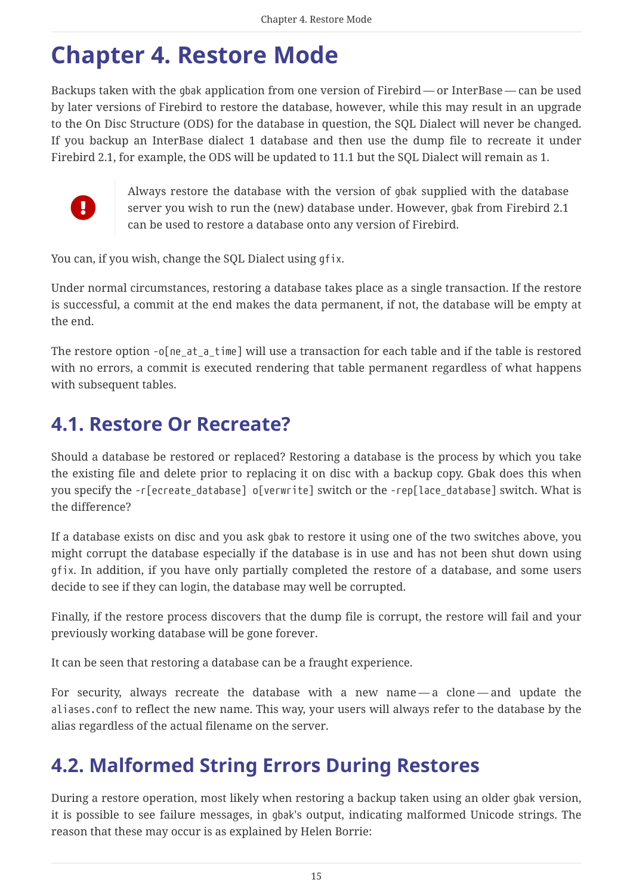# Chapter 4. Restore Mode

Backups taken with the `gbak` application from one version of Firebird — or InterBase — can be used by later versions of Firebird to restore the database, however, while this may result in an upgrade to the On Disc Structure (ODS) for the database in question, the SQL Dialect will never be changed. If you backup an InterBase dialect 1 database and then use the dump file to recreate it under Firebird 2.1, for example, the ODS will be updated to 11.1 but the SQL Dialect will remain as 1.

> Always restore the database with the version of `gbak` supplied with the database server you wish to run the (new) database under. However, `gbak` from Firebird 2.1 can be used to restore a database onto any version of Firebird.

You can, if you wish, change the SQL Dialect using `gfix`.

Under normal circumstances, restoring a database takes place as a single transaction. If the restore is successful, a commit at the end makes the data permanent, if not, the database will be empty at the end.

The restore option `-o[ne_at_a_time]` will use a transaction for each table and if the table is restored with no errors, a commit is executed rendering that table permanent regardless of what happens with subsequent tables.

## 4.1. Restore Or Recreate?

Should a database be restored or replaced? Restoring a database is the process by which you take the existing file and delete prior to replacing it on disc with a backup copy. Gbak does this when you specify the `-r[ecreate_database] o[verwrite]` switch or the `-rep[lace_database]` switch. What is the difference?

If a database exists on disc and you ask `gbak` to restore it using one of the two switches above, you might corrupt the database especially if the database is in use and has not been shut down using `gfix`. In addition, if you have only partially completed the restore of a database, and some users decide to see if they can login, the database may well be corrupted.

Finally, if the restore process discovers that the dump file is corrupt, the restore will fail and your previously working database will be gone forever.

It can be seen that restoring a database can be a fraught experience.

For security, always recreate the database with a new name — a clone — and update the `aliases.conf` to reflect the new name. This way, your users will always refer to the database by the alias regardless of the actual filename on the server.

## 4.2. Malformed String Errors During Restores

During a restore operation, most likely when restoring a backup taken using an older `gbak` version, it is possible to see failure messages, in `gbak`'s output, indicating malformed Unicode strings. The reason that these may occur is as explained by Helen Borrie: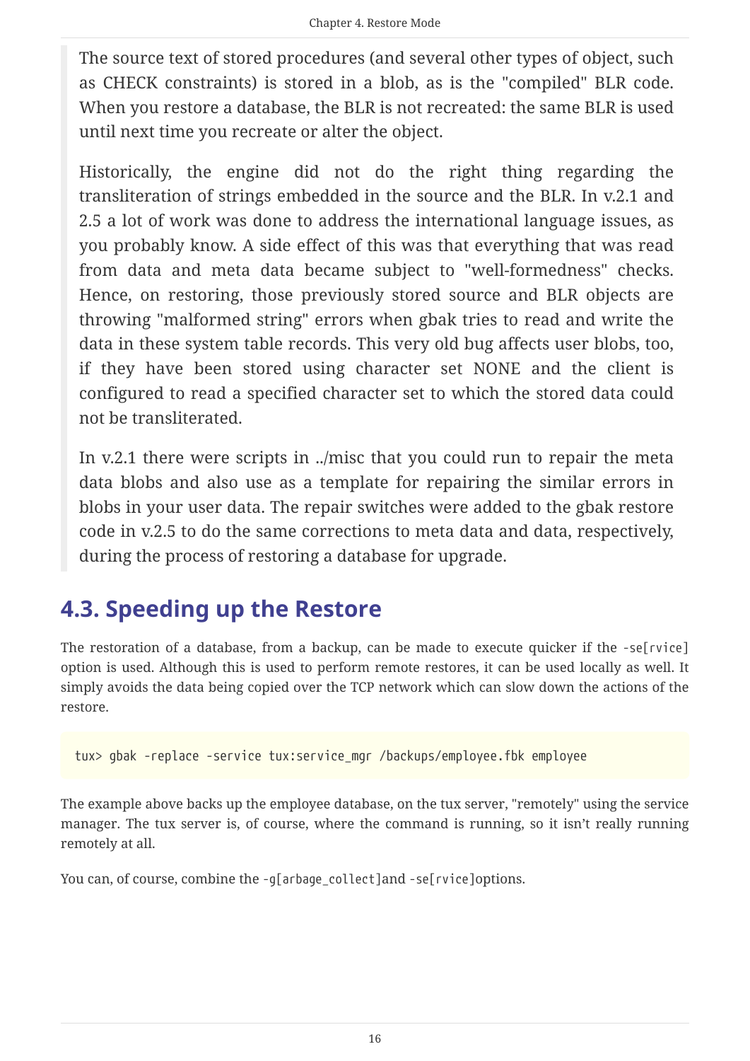> The source text of stored procedures (and several other types of object, such as CHECK constraints) is stored in a blob, as is the "compiled" BLR code. When you restore a database, the BLR is not recreated: the same BLR is used until next time you recreate or alter the object.
>
> Historically, the engine did not do the right thing regarding the transliteration of strings embedded in the source and the BLR. In v.2.1 and 2.5 a lot of work was done to address the international language issues, as you probably know. A side effect of this was that everything that was read from data and meta data became subject to "well-formedness" checks. Hence, on restoring, those previously stored source and BLR objects are throwing "malformed string" errors when gbak tries to read and write the data in these system table records. This very old bug affects user blobs, too, if they have been stored using character set NONE and the client is configured to read a specified character set to which the stored data could not be transliterated.
>
> In v.2.1 there were scripts in ../misc that you could run to repair the meta data blobs and also use as a template for repairing the similar errors in blobs in your user data. The repair switches were added to the gbak restore code in v.2.5 to do the same corrections to meta data and data, respectively, during the process of restoring a database for upgrade.

## 4.3. Speeding up the Restore

The restoration of a database, from a backup, can be made to execute quicker if the `-se[rvice]` option is used. Although this is used to perform remote restores, it can be used locally as well. It simply avoids the data being copied over the TCP network which can slow down the actions of the restore.

```
tux> gbak -replace -service tux:service_mgr /backups/employee.fbk employee
```

The example above backs up the employee database, on the tux server, "remotely" using the service manager. The tux server is, of course, where the command is running, so it isn't really running remotely at all.

You can, of course, combine the `-g[arbage_collect]`and `-se[rvice]`options.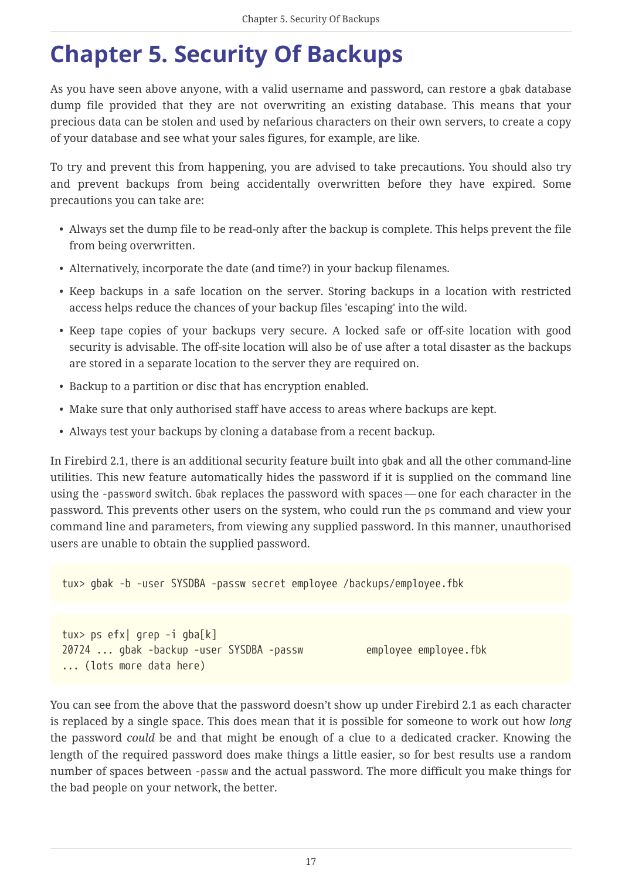# Chapter 5. Security Of Backups

As you have seen above anyone, with a valid username and password, can restore a `gbak` database dump file provided that they are not overwriting an existing database. This means that your precious data can be stolen and used by nefarious characters on their own servers, to create a copy of your database and see what your sales figures, for example, are like.

To try and prevent this from happening, you are advised to take precautions. You should also try and prevent backups from being accidentally overwritten before they have expired. Some precautions you can take are:

- Always set the dump file to be read-only after the backup is complete. This helps prevent the file from being overwritten.
- Alternatively, incorporate the date (and time?) in your backup filenames.
- Keep backups in a safe location on the server. Storing backups in a location with restricted access helps reduce the chances of your backup files 'escaping' into the wild.
- Keep tape copies of your backups very secure. A locked safe or off-site location with good security is advisable. The off-site location will also be of use after a total disaster as the backups are stored in a separate location to the server they are required on.
- Backup to a partition or disc that has encryption enabled.
- Make sure that only authorised staff have access to areas where backups are kept.
- Always test your backups by cloning a database from a recent backup.

In Firebird 2.1, there is an additional security feature built into `gbak` and all the other command-line utilities. This new feature automatically hides the password if it is supplied on the command line using the `-password` switch. `Gbak` replaces the password with spaces — one for each character in the password. This prevents other users on the system, who could run the `ps` command and view your command line and parameters, from viewing any supplied password. In this manner, unauthorised users are unable to obtain the supplied password.

```
tux> gbak -b -user SYSDBA -passw secret employee /backups/employee.fbk
```

```
tux> ps efx| grep -i gba[k]
20724 ... gbak -backup -user SYSDBA -passw          employee employee.fbk
... (lots more data here)
```

You can see from the above that the password doesn't show up under Firebird 2.1 as each character is replaced by a single space. This does mean that it is possible for someone to work out how *long* the password *could* be and that might be enough of a clue to a dedicated cracker. Knowing the length of the required password does make things a little easier, so for best results use a random number of spaces between `-passw` and the actual password. The more difficult you make things for the bad people on your network, the better.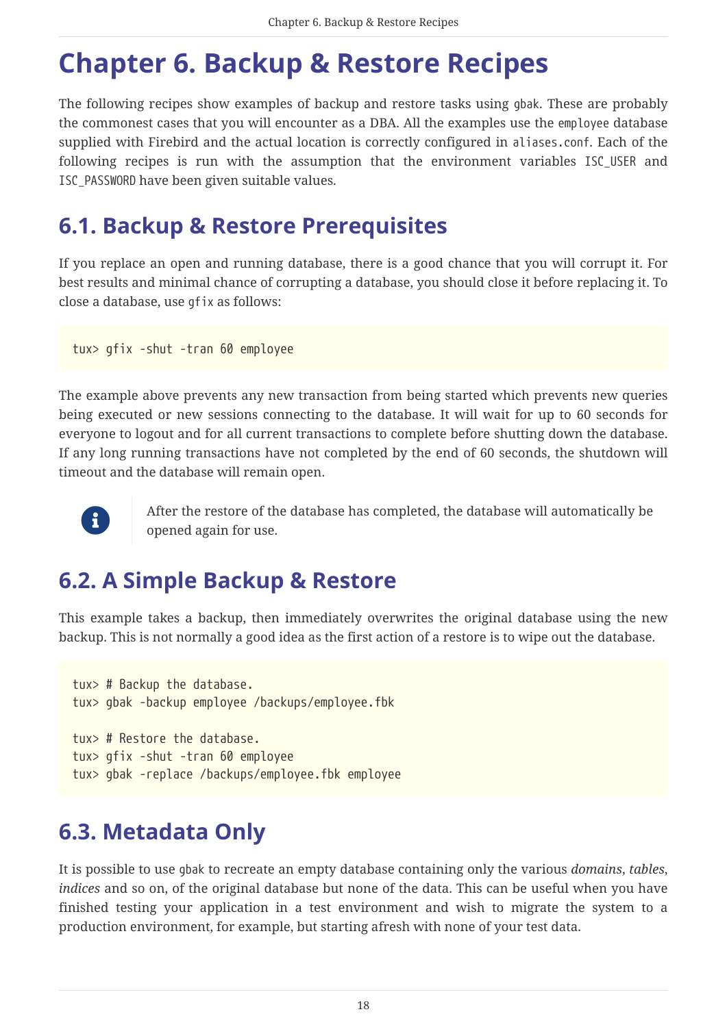# Chapter 6. Backup & Restore Recipes

The following recipes show examples of backup and restore tasks using `gbak`. These are probably the commonest cases that you will encounter as a DBA. All the examples use the `employee` database supplied with Firebird and the actual location is correctly configured in `aliases.conf`. Each of the following recipes is run with the assumption that the environment variables `ISC_USER` and `ISC_PASSWORD` have been given suitable values.

## 6.1. Backup & Restore Prerequisites

If you replace an open and running database, there is a good chance that you will corrupt it. For best results and minimal chance of corrupting a database, you should close it before replacing it. To close a database, use `gfix` as follows:

```
tux> gfix -shut -tran 60 employee
```

The example above prevents any new transaction from being started which prevents new queries being executed or new sessions connecting to the database. It will wait for up to 60 seconds for everyone to logout and for all current transactions to complete before shutting down the database. If any long running transactions have not completed by the end of 60 seconds, the shutdown will timeout and the database will remain open.

> After the restore of the database has completed, the database will automatically be opened again for use.

## 6.2. A Simple Backup & Restore

This example takes a backup, then immediately overwrites the original database using the new backup. This is not normally a good idea as the first action of a restore is to wipe out the database.

```
tux> # Backup the database.
tux> gbak -backup employee /backups/employee.fbk

tux> # Restore the database.
tux> gfix -shut -tran 60 employee
tux> gbak -replace /backups/employee.fbk employee
```

## 6.3. Metadata Only

It is possible to use `gbak` to recreate an empty database containing only the various *domains*, *tables*, *indices* and so on, of the original database but none of the data. This can be useful when you have finished testing your application in a test environment and wish to migrate the system to a production environment, for example, but starting afresh with none of your test data.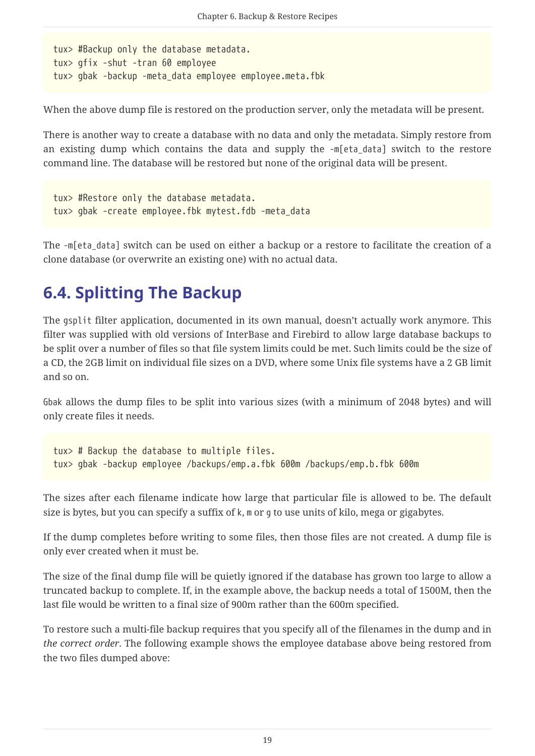```
tux> #Backup only the database metadata.
tux> gfix -shut -tran 60 employee
tux> gbak -backup -meta_data employee employee.meta.fbk
```

When the above dump file is restored on the production server, only the metadata will be present.

There is another way to create a database with no data and only the metadata. Simply restore from an existing dump which contains the data and supply the `-m[eta_data]` switch to the restore command line. The database will be restored but none of the original data will be present.

```
tux> #Restore only the database metadata.
tux> gbak -create employee.fbk mytest.fdb -meta_data
```

The `-m[eta_data]` switch can be used on either a backup or a restore to facilitate the creation of a clone database (or overwrite an existing one) with no actual data.

## 6.4. Splitting The Backup

The `gsplit` filter application, documented in its own manual, doesn't actually work anymore. This filter was supplied with old versions of InterBase and Firebird to allow large database backups to be split over a number of files so that file system limits could be met. Such limits could be the size of a CD, the 2GB limit on individual file sizes on a DVD, where some Unix file systems have a 2 GB limit and so on.

`Gbak` allows the dump files to be split into various sizes (with a minimum of 2048 bytes) and will only create files it needs.

```
tux> # Backup the database to multiple files.
tux> gbak -backup employee /backups/emp.a.fbk 600m /backups/emp.b.fbk 600m
```

The sizes after each filename indicate how large that particular file is allowed to be. The default size is bytes, but you can specify a suffix of `k`, `m` or `g` to use units of kilo, mega or gigabytes.

If the dump completes before writing to some files, then those files are not created. A dump file is only ever created when it must be.

The size of the final dump file will be quietly ignored if the database has grown too large to allow a truncated backup to complete. If, in the example above, the backup needs a total of 1500M, then the last file would be written to a final size of 900m rather than the 600m specified.

To restore such a multi-file backup requires that you specify all of the filenames in the dump and in *the correct order*. The following example shows the employee database above being restored from the two files dumped above: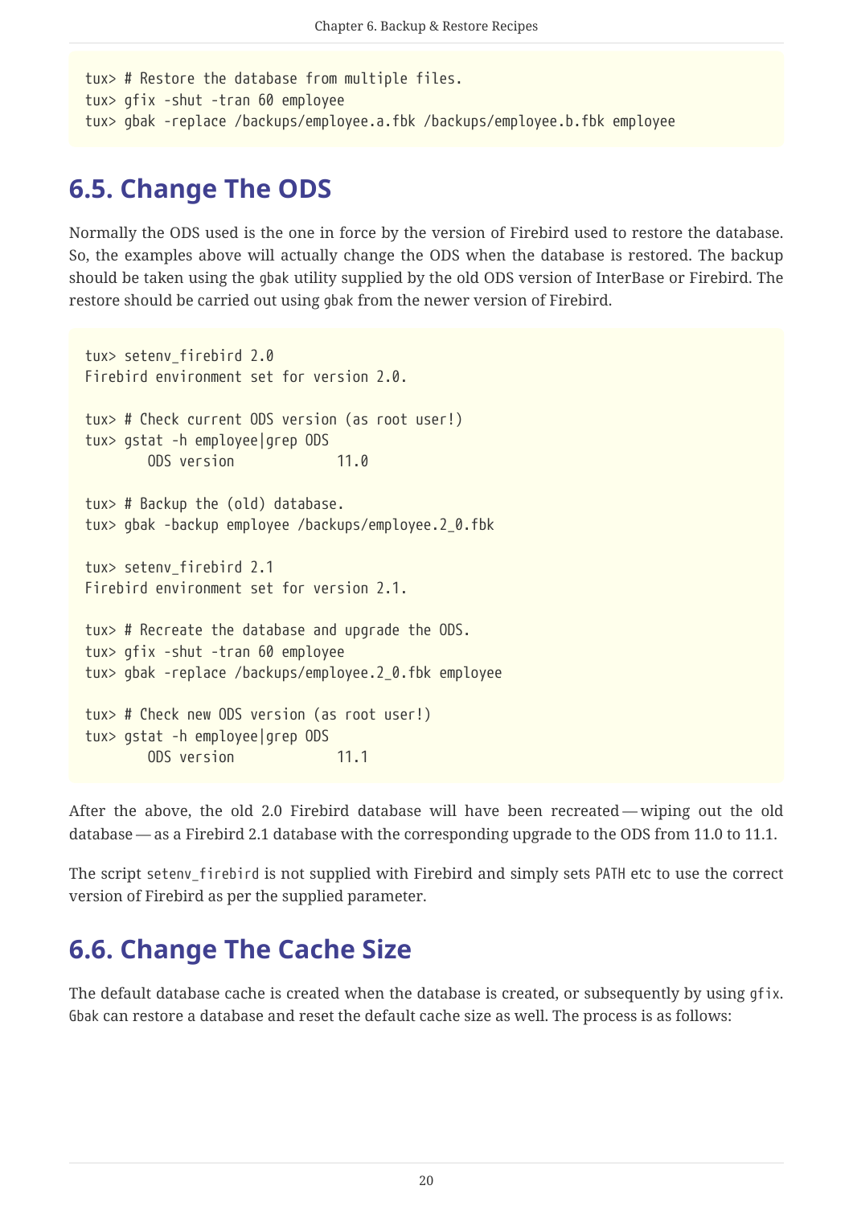```
tux> # Restore the database from multiple files.
tux> gfix -shut -tran 60 employee
tux> gbak -replace /backups/employee.a.fbk /backups/employee.b.fbk employee
```

## 6.5. Change The ODS

Normally the ODS used is the one in force by the version of Firebird used to restore the database. So, the examples above will actually change the ODS when the database is restored. The backup should be taken using the `gbak` utility supplied by the old ODS version of InterBase or Firebird. The restore should be carried out using `gbak` from the newer version of Firebird.

```
tux> setenv_firebird 2.0
Firebird environment set for version 2.0.

tux> # Check current ODS version (as root user!)
tux> gstat -h employee|grep ODS
        ODS version             11.0

tux> # Backup the (old) database.
tux> gbak -backup employee /backups/employee.2_0.fbk

tux> setenv_firebird 2.1
Firebird environment set for version 2.1.

tux> # Recreate the database and upgrade the ODS.
tux> gfix -shut -tran 60 employee
tux> gbak -replace /backups/employee.2_0.fbk employee

tux> # Check new ODS version (as root user!)
tux> gstat -h employee|grep ODS
        ODS version             11.1
```

After the above, the old 2.0 Firebird database will have been recreated — wiping out the old database — as a Firebird 2.1 database with the corresponding upgrade to the ODS from 11.0 to 11.1.

The script `setenv_firebird` is not supplied with Firebird and simply sets `PATH` etc to use the correct version of Firebird as per the supplied parameter.

## 6.6. Change The Cache Size

The default database cache is created when the database is created, or subsequently by using `gfix`. `Gbak` can restore a database and reset the default cache size as well. The process is as follows: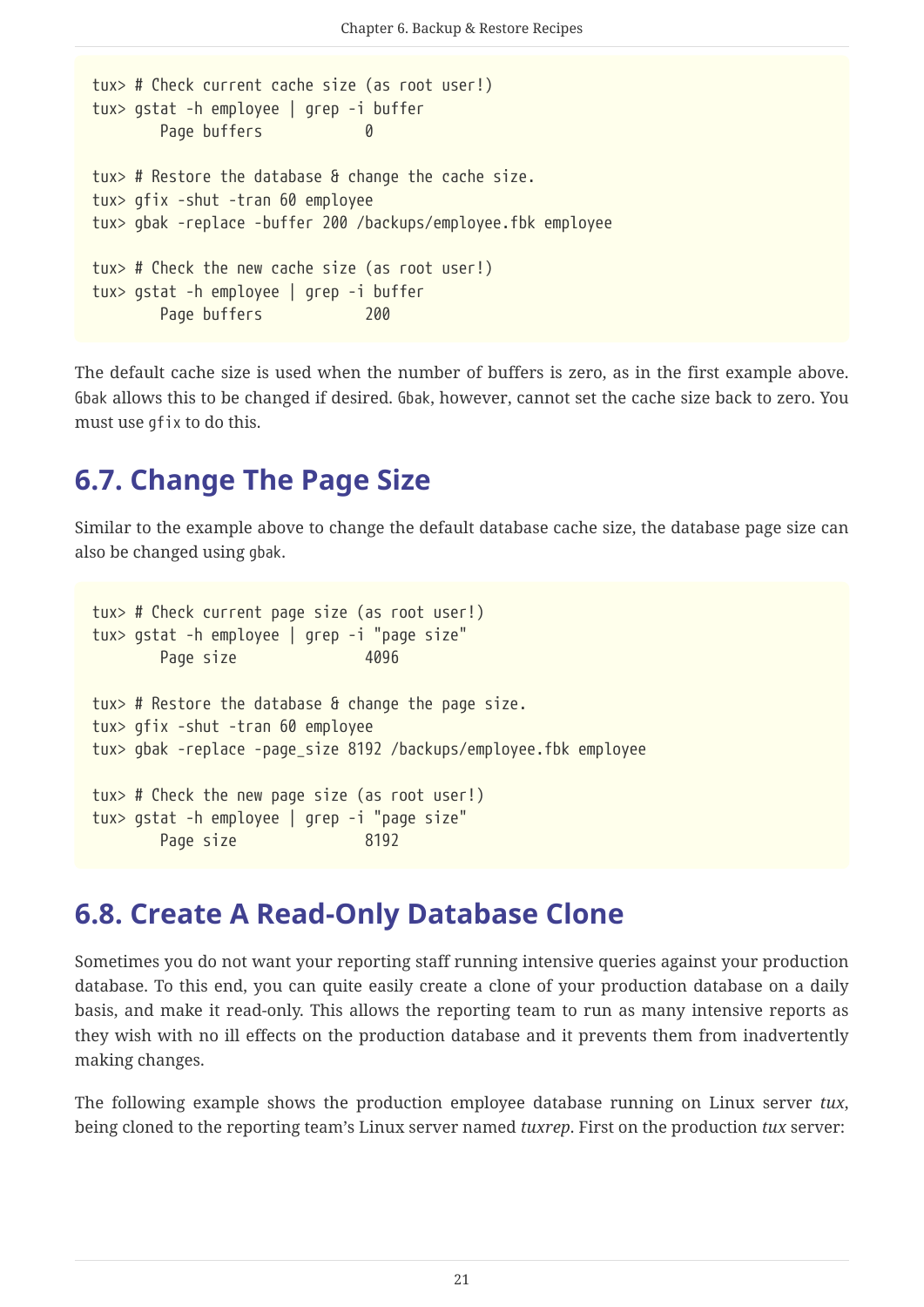```
tux> # Check current cache size (as root user!)
tux> gstat -h employee | grep -i buffer
        Page buffers            0

tux> # Restore the database & change the cache size.
tux> gfix -shut -tran 60 employee
tux> gbak -replace -buffer 200 /backups/employee.fbk employee

tux> # Check the new cache size (as root user!)
tux> gstat -h employee | grep -i buffer
        Page buffers            200
```

The default cache size is used when the number of buffers is zero, as in the first example above. `Gbak` allows this to be changed if desired. `Gbak`, however, cannot set the cache size back to zero. You must use `gfix` to do this.

## 6.7. Change The Page Size

Similar to the example above to change the default database cache size, the database page size can also be changed using `gbak`.

```
tux> # Check current page size (as root user!)
tux> gstat -h employee | grep -i "page size"
        Page size               4096

tux> # Restore the database & change the page size.
tux> gfix -shut -tran 60 employee
tux> gbak -replace -page_size 8192 /backups/employee.fbk employee

tux> # Check the new page size (as root user!)
tux> gstat -h employee | grep -i "page size"
        Page size               8192
```

## 6.8. Create A Read-Only Database Clone

Sometimes you do not want your reporting staff running intensive queries against your production database. To this end, you can quite easily create a clone of your production database on a daily basis, and make it read-only. This allows the reporting team to run as many intensive reports as they wish with no ill effects on the production database and it prevents them from inadvertently making changes.

The following example shows the production employee database running on Linux server *tux*, being cloned to the reporting team's Linux server named *tuxrep*. First on the production *tux* server: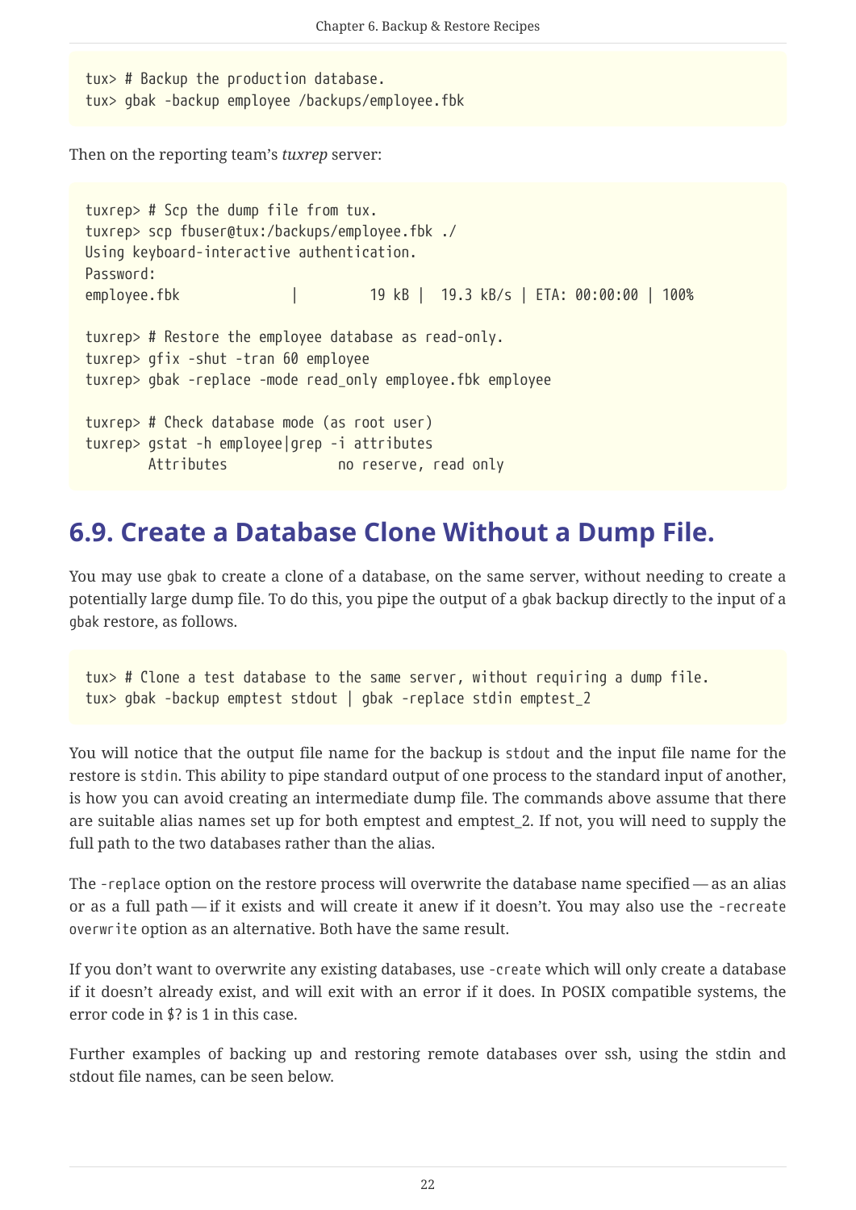```
tux> # Backup the production database.
tux> gbak -backup employee /backups/employee.fbk
```

Then on the reporting team's *tuxrep* server:

```
tuxrep> # Scp the dump file from tux.
tuxrep> scp fbuser@tux:/backups/employee.fbk ./
Using keyboard-interactive authentication.
Password:
employee.fbk              |         19 kB |  19.3 kB/s | ETA: 00:00:00 | 100%

tuxrep> # Restore the employee database as read-only.
tuxrep> gfix -shut -tran 60 employee
tuxrep> gbak -replace -mode read_only employee.fbk employee

tuxrep> # Check database mode (as root user)
tuxrep> gstat -h employee|grep -i attributes
        Attributes              no reserve, read only
```

## 6.9. Create a Database Clone Without a Dump File.

You may use `gbak` to create a clone of a database, on the same server, without needing to create a potentially large dump file. To do this, you pipe the output of a `gbak` backup directly to the input of a `gbak` restore, as follows.

```
tux> # Clone a test database to the same server, without requiring a dump file.
tux> gbak -backup emptest stdout | gbak -replace stdin emptest_2
```

You will notice that the output file name for the backup is `stdout` and the input file name for the restore is `stdin`. This ability to pipe standard output of one process to the standard input of another, is how you can avoid creating an intermediate dump file. The commands above assume that there are suitable alias names set up for both emptest and emptest_2. If not, you will need to supply the full path to the two databases rather than the alias.

The `-replace` option on the restore process will overwrite the database name specified — as an alias or as a full path — if it exists and will create it anew if it doesn't. You may also use the `-recreate overwrite` option as an alternative. Both have the same result.

If you don't want to overwrite any existing databases, use `-create` which will only create a database if it doesn't already exist, and will exit with an error if it does. In POSIX compatible systems, the error code in $? is 1 in this case.

Further examples of backing up and restoring remote databases over ssh, using the stdin and stdout file names, can be seen below.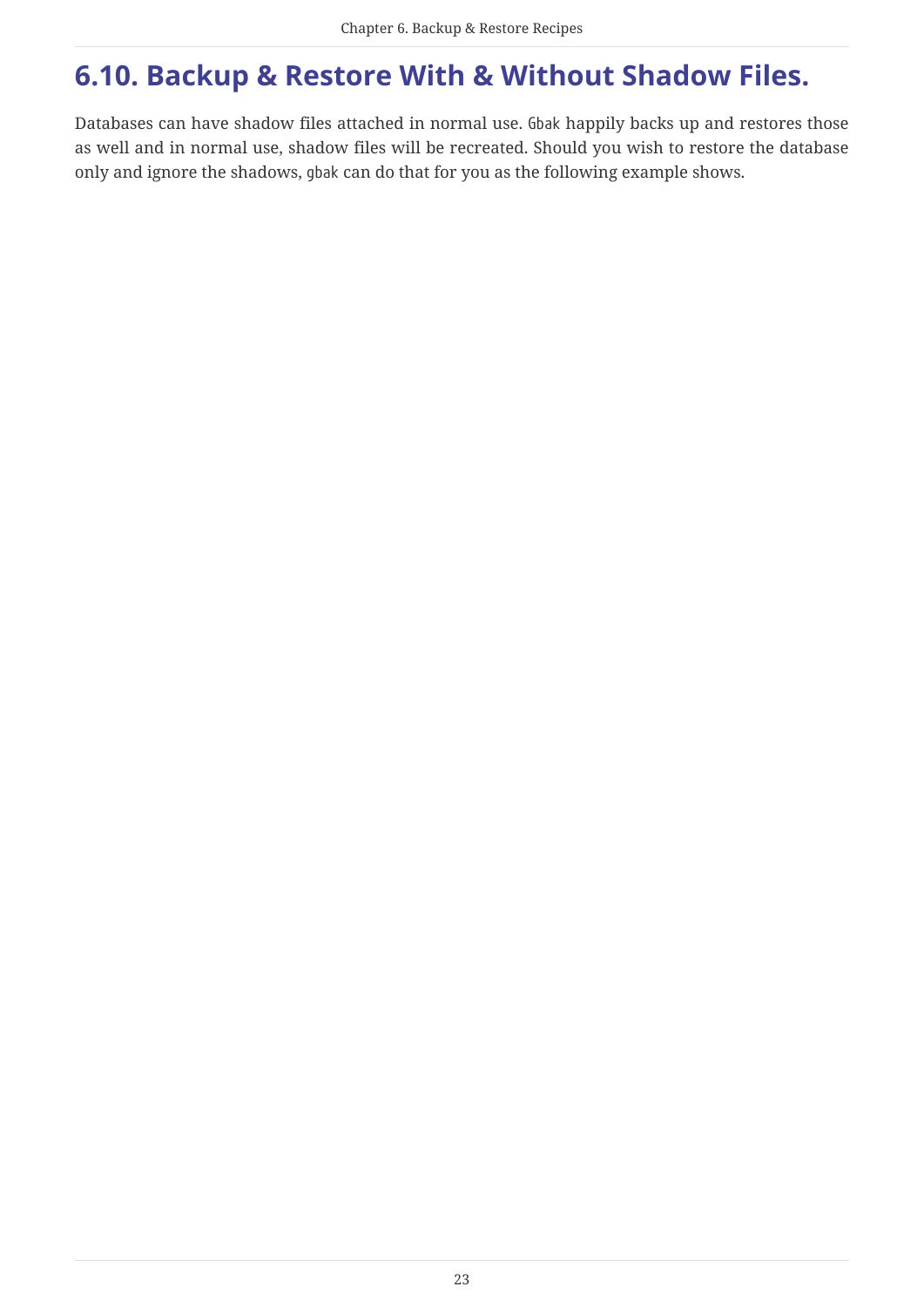## 6.10. Backup & Restore With & Without Shadow Files.

Databases can have shadow files attached in normal use. `Gbak` happily backs up and restores those as well and in normal use, shadow files will be recreated. Should you wish to restore the database only and ignore the shadows, `gbak` can do that for you as the following example shows.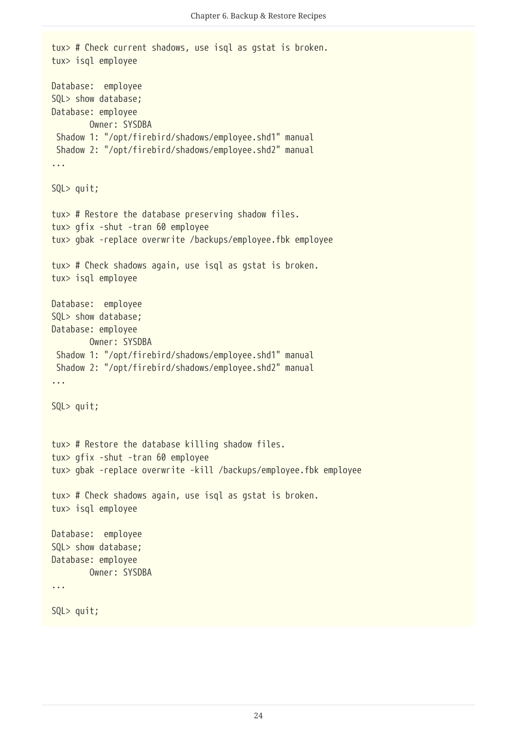```
tux> # Check current shadows, use isql as gstat is broken.
tux> isql employee

Database:  employee
SQL> show database;
Database: employee
        Owner: SYSDBA
 Shadow 1: "/opt/firebird/shadows/employee.shd1" manual
 Shadow 2: "/opt/firebird/shadows/employee.shd2" manual
...

SQL> quit;

tux> # Restore the database preserving shadow files.
tux> gfix -shut -tran 60 employee
tux> gbak -replace overwrite /backups/employee.fbk employee

tux> # Check shadows again, use isql as gstat is broken.
tux> isql employee

Database:  employee
SQL> show database;
Database: employee
        Owner: SYSDBA
 Shadow 1: "/opt/firebird/shadows/employee.shd1" manual
 Shadow 2: "/opt/firebird/shadows/employee.shd2" manual
...

SQL> quit;


tux> # Restore the database killing shadow files.
tux> gfix -shut -tran 60 employee
tux> gbak -replace overwrite -kill /backups/employee.fbk employee

tux> # Check shadows again, use isql as gstat is broken.
tux> isql employee

Database:  employee
SQL> show database;
Database: employee
        Owner: SYSDBA
...

SQL> quit;
```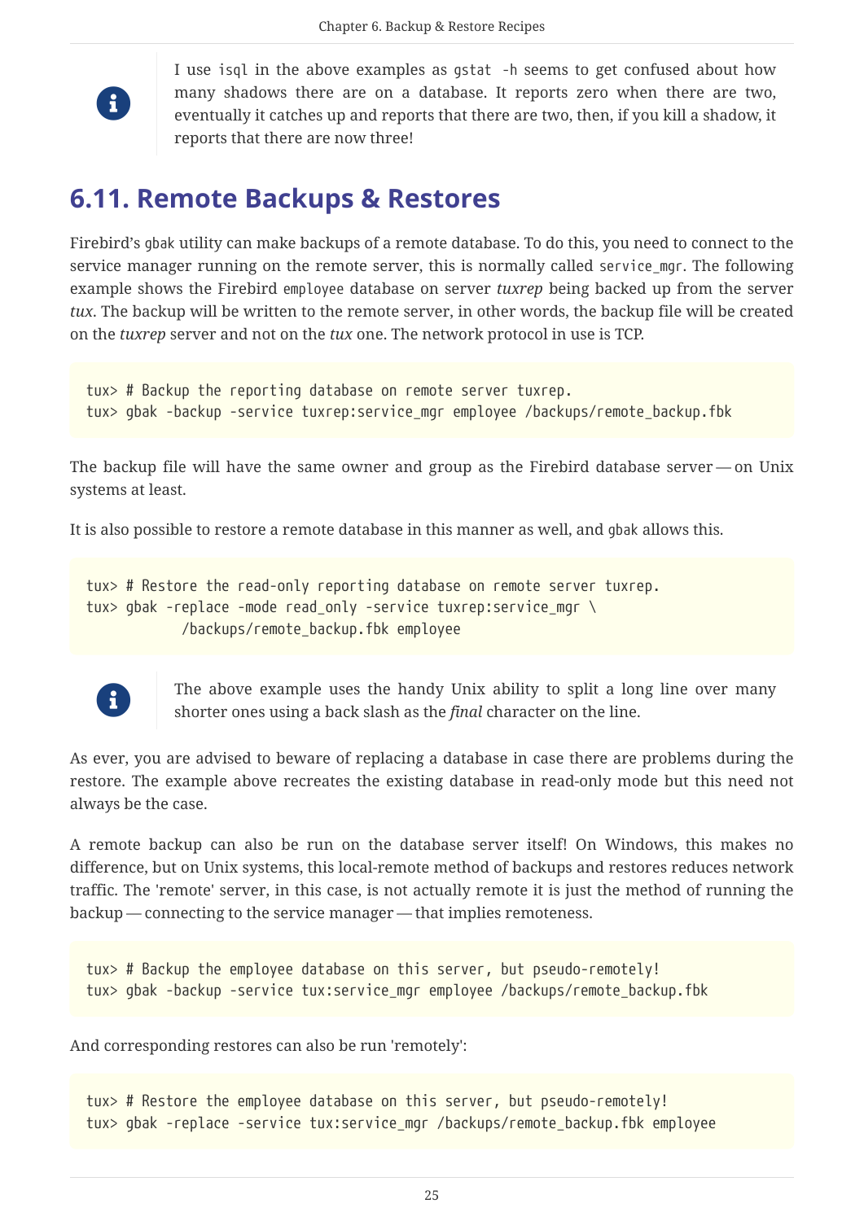> I use `isql` in the above examples as `gstat -h` seems to get confused about how many shadows there are on a database. It reports zero when there are two, eventually it catches up and reports that there are two, then, if you kill a shadow, it reports that there are now three!

## 6.11. Remote Backups & Restores

Firebird's `gbak` utility can make backups of a remote database. To do this, you need to connect to the service manager running on the remote server, this is normally called `service_mgr`. The following example shows the Firebird `employee` database on server *tuxrep* being backed up from the server *tux*. The backup will be written to the remote server, in other words, the backup file will be created on the *tuxrep* server and not on the *tux* one. The network protocol in use is TCP.

```
tux> # Backup the reporting database on remote server tuxrep.
tux> gbak -backup -service tuxrep:service_mgr employee /backups/remote_backup.fbk
```

The backup file will have the same owner and group as the Firebird database server — on Unix systems at least.

It is also possible to restore a remote database in this manner as well, and `gbak` allows this.

```
tux> # Restore the read-only reporting database on remote server tuxrep.
tux> gbak -replace -mode read_only -service tuxrep:service_mgr \
          /backups/remote_backup.fbk employee
```

> The above example uses the handy Unix ability to split a long line over many shorter ones using a back slash as the *final* character on the line.

As ever, you are advised to beware of replacing a database in case there are problems during the restore. The example above recreates the existing database in read-only mode but this need not always be the case.

A remote backup can also be run on the database server itself! On Windows, this makes no difference, but on Unix systems, this local-remote method of backups and restores reduces network traffic. The 'remote' server, in this case, is not actually remote it is just the method of running the backup — connecting to the service manager — that implies remoteness.

```
tux> # Backup the employee database on this server, but pseudo-remotely!
tux> gbak -backup -service tux:service_mgr employee /backups/remote_backup.fbk
```

And corresponding restores can also be run 'remotely':

```
tux> # Restore the employee database on this server, but pseudo-remotely!
tux> gbak -replace -service tux:service_mgr /backups/remote_backup.fbk employee
```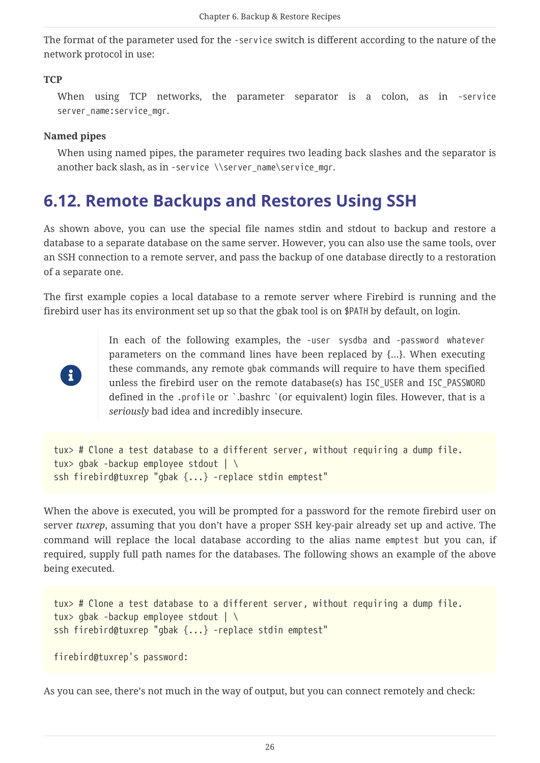The format of the parameter used for the `-service` switch is different according to the nature of the network protocol in use:

**TCP**

When using TCP networks, the parameter separator is a colon, as in `-service server_name:service_mgr`.

**Named pipes**

When using named pipes, the parameter requires two leading back slashes and the separator is another back slash, as in `-service \\server_name\service_mgr`.

## 6.12. Remote Backups and Restores Using SSH

As shown above, you can use the special file names stdin and stdout to backup and restore a database to a separate database on the same server. However, you can also use the same tools, over an SSH connection to a remote server, and pass the backup of one database directly to a restoration of a separate one.

The first example copies a local database to a remote server where Firebird is running and the firebird user has its environment set up so that the gbak tool is on `$PATH` by default, on login.

> In each of the following examples, the `-user sysdba` and `-password whatever` parameters on the command lines have been replaced by {...}. When executing these commands, any remote `gbak` commands will require to have them specified unless the firebird user on the remote database(s) has `ISC_USER` and `ISC_PASSWORD` defined in the `.profile` or `.bashrc `(or equivalent) login files. However, that is a *seriously* bad idea and incredibly insecure.

```
tux> # Clone a test database to a different server, without requiring a dump file.
tux> gbak -backup employee stdout | \
ssh firebird@tuxrep "gbak {...} -replace stdin emptest"
```

When the above is executed, you will be prompted for a password for the remote firebird user on server *tuxrep*, assuming that you don't have a proper SSH key-pair already set up and active. The command will replace the local database according to the alias name `emptest` but you can, if required, supply full path names for the databases. The following shows an example of the above being executed.

```
tux> # Clone a test database to a different server, without requiring a dump file.
tux> gbak -backup employee stdout | \
ssh firebird@tuxrep "gbak {...} -replace stdin emptest"

firebird@tuxrep's password:
```

As you can see, there's not much in the way of output, but you can connect remotely and check: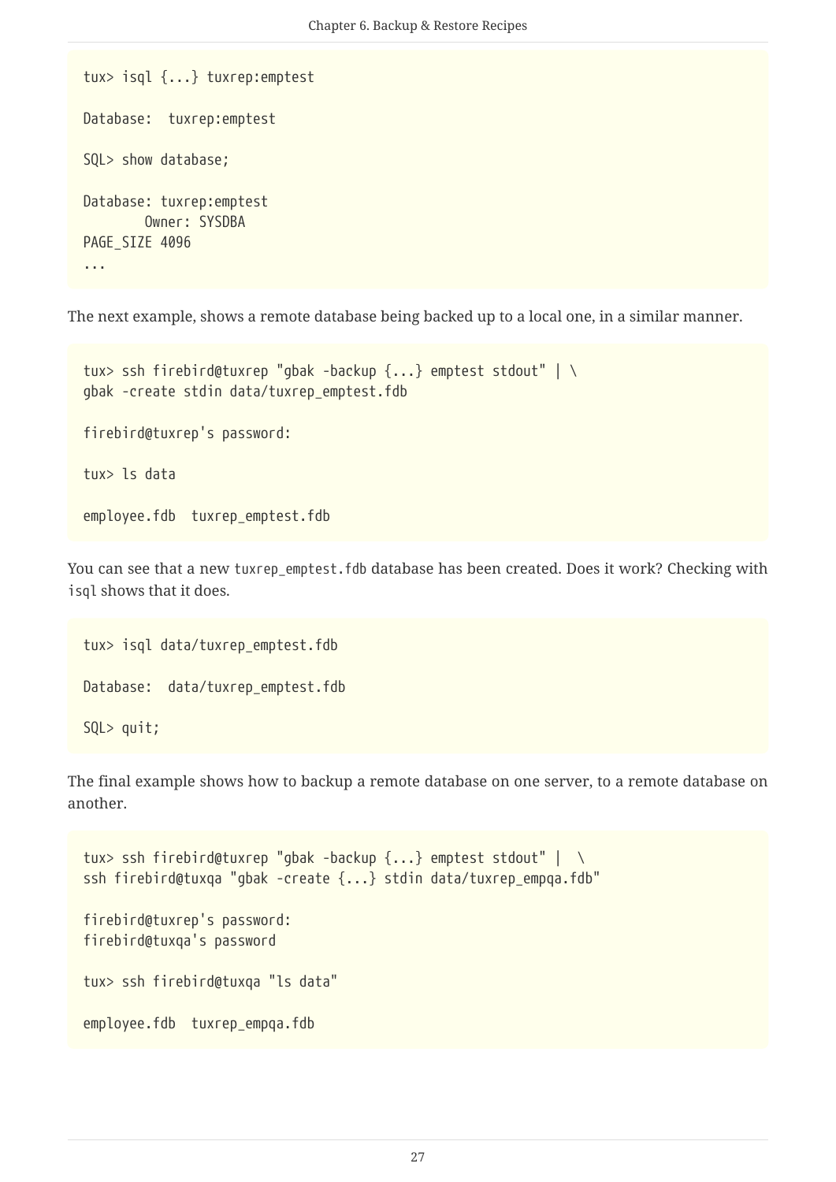```
tux> isql {...} tuxrep:emptest

Database:  tuxrep:emptest

SQL> show database;

Database: tuxrep:emptest
        Owner: SYSDBA
PAGE_SIZE 4096
...
```

The next example, shows a remote database being backed up to a local one, in a similar manner.

```
tux> ssh firebird@tuxrep "gbak -backup {...} emptest stdout" | \
gbak -create stdin data/tuxrep_emptest.fdb

firebird@tuxrep's password:

tux> ls data

employee.fdb  tuxrep_emptest.fdb
```

You can see that a new `tuxrep_emptest.fdb` database has been created. Does it work? Checking with `isql` shows that it does.

```
tux> isql data/tuxrep_emptest.fdb

Database:  data/tuxrep_emptest.fdb

SQL> quit;
```

The final example shows how to backup a remote database on one server, to a remote database on another.

```
tux> ssh firebird@tuxrep "gbak -backup {...} emptest stdout" |  \
ssh firebird@tuxqa "gbak -create {...} stdin data/tuxrep_empqa.fdb"

firebird@tuxrep's password:
firebird@tuxqa's password

tux> ssh firebird@tuxqa "ls data"

employee.fdb  tuxrep_empqa.fdb
```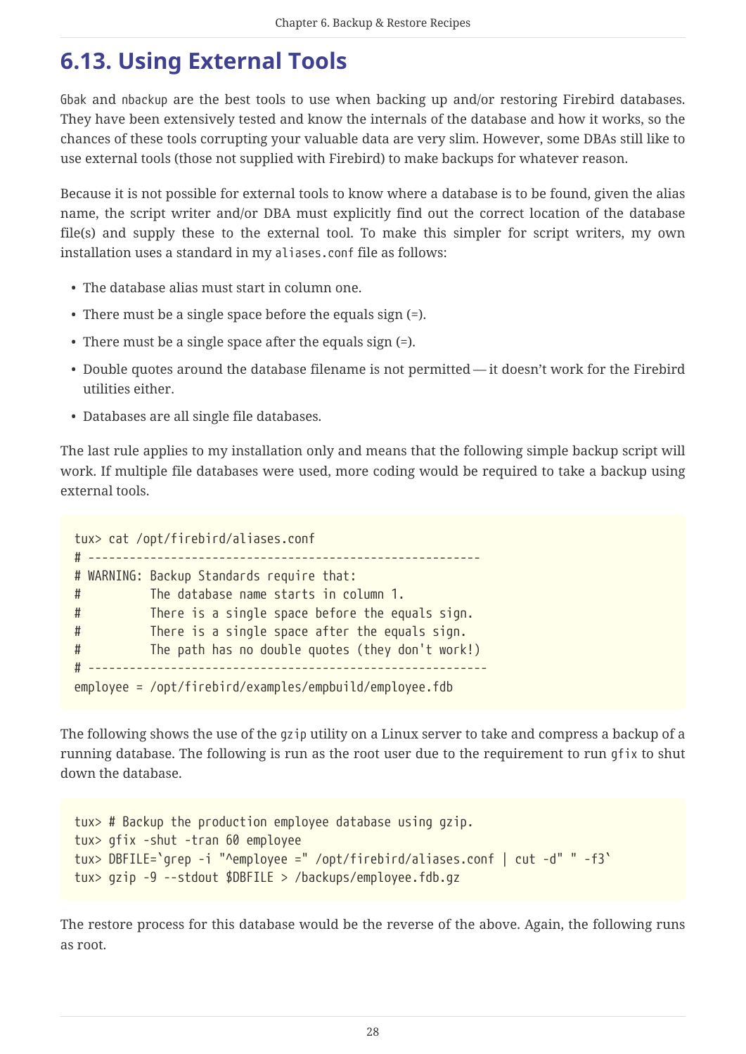## 6.13. Using External Tools

`Gbak` and `nbackup` are the best tools to use when backing up and/or restoring Firebird databases. They have been extensively tested and know the internals of the database and how it works, so the chances of these tools corrupting your valuable data are very slim. However, some DBAs still like to use external tools (those not supplied with Firebird) to make backups for whatever reason.

Because it is not possible for external tools to know where a database is to be found, given the alias name, the script writer and/or DBA must explicitly find out the correct location of the database file(s) and supply these to the external tool. To make this simpler for script writers, my own installation uses a standard in my `aliases.conf` file as follows:

- The database alias must start in column one.
- There must be a single space before the equals sign (=).
- There must be a single space after the equals sign (=).
- Double quotes around the database filename is not permitted — it doesn't work for the Firebird utilities either.
- Databases are all single file databases.

The last rule applies to my installation only and means that the following simple backup script will work. If multiple file databases were used, more coding would be required to take a backup using external tools.

```
tux> cat /opt/firebird/aliases.conf
# ---------------------------------------------------------
# WARNING: Backup Standards require that:
#          The database name starts in column 1.
#          There is a single space before the equals sign.
#          There is a single space after the equals sign.
#          The path has no double quotes (they don't work!)
# ----------------------------------------------------------
employee = /opt/firebird/examples/empbuild/employee.fdb
```

The following shows the use of the `gzip` utility on a Linux server to take and compress a backup of a running database. The following is run as the root user due to the requirement to run `gfix` to shut down the database.

```
tux> # Backup the production employee database using gzip.
tux> gfix -shut -tran 60 employee
tux> DBFILE=`grep -i "^employee =" /opt/firebird/aliases.conf | cut -d" " -f3`
tux> gzip -9 --stdout $DBFILE > /backups/employee.fdb.gz
```

The restore process for this database would be the reverse of the above. Again, the following runs as root.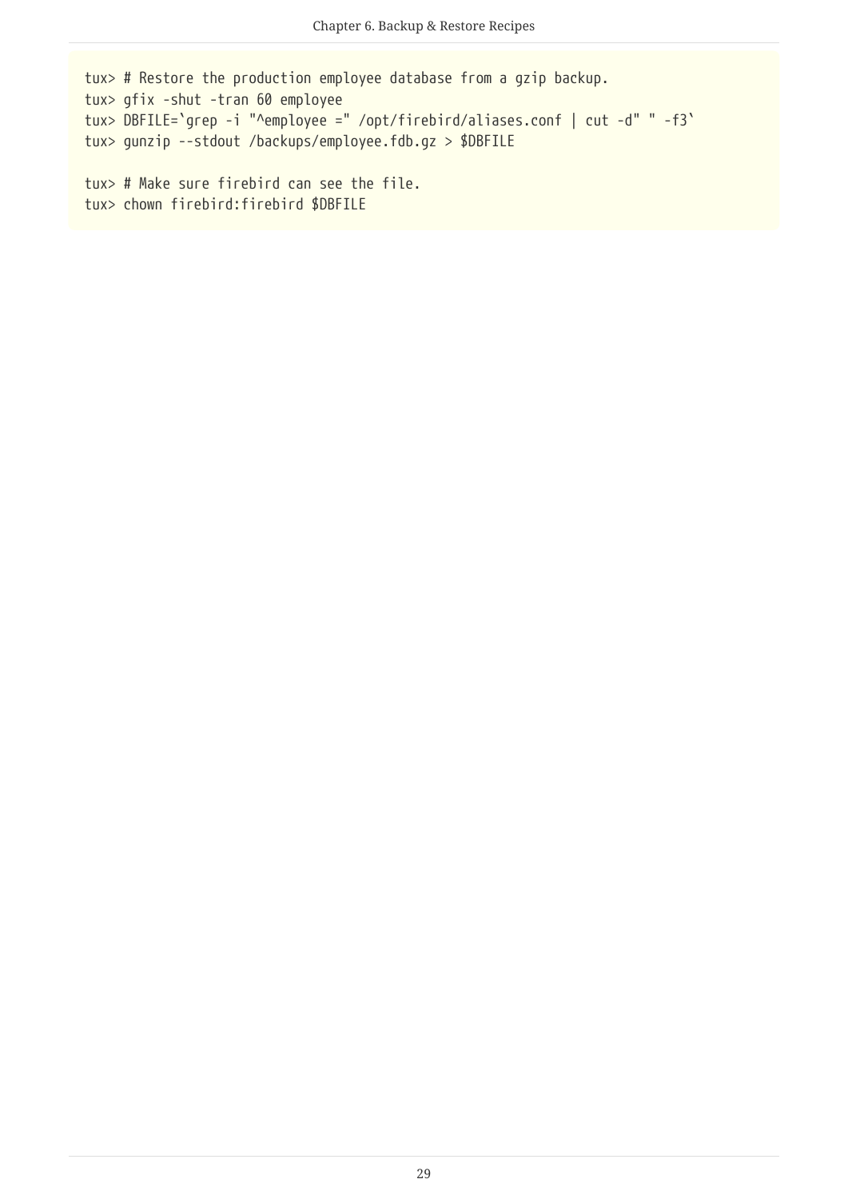```
tux> # Restore the production employee database from a gzip backup.
tux> gfix -shut -tran 60 employee
tux> DBFILE=`grep -i "^employee =" /opt/firebird/aliases.conf | cut -d" " -f3`
tux> gunzip --stdout /backups/employee.fdb.gz > $DBFILE

tux> # Make sure firebird can see the file.
tux> chown firebird:firebird $DBFILE
```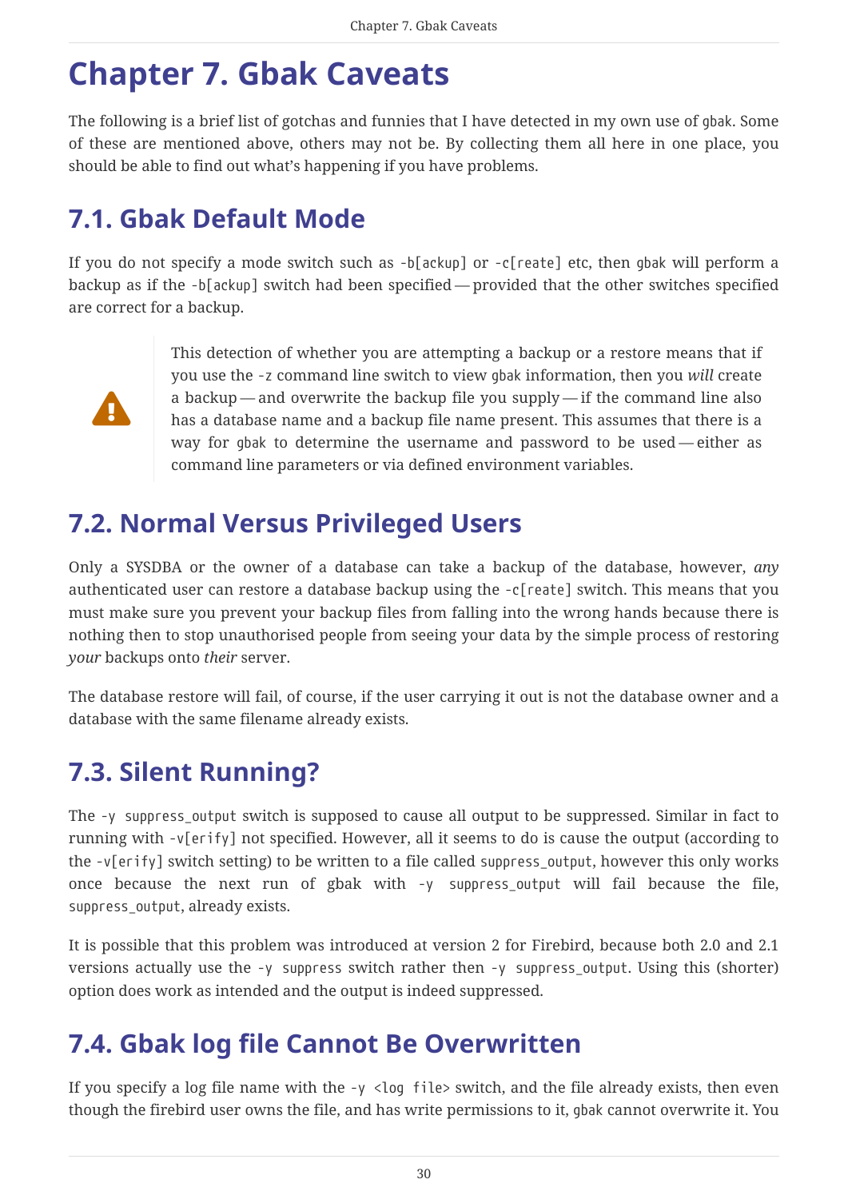# Chapter 7. Gbak Caveats

The following is a brief list of gotchas and funnies that I have detected in my own use of `gbak`. Some of these are mentioned above, others may not be. By collecting them all here in one place, you should be able to find out what's happening if you have problems.

## 7.1. Gbak Default Mode

If you do not specify a mode switch such as `-b[ackup]` or `-c[reate]` etc, then `gbak` will perform a backup as if the `-b[ackup]` switch had been specified — provided that the other switches specified are correct for a backup.

> This detection of whether you are attempting a backup or a restore means that if you use the `-z` command line switch to view `gbak` information, then you *will* create a backup — and overwrite the backup file you supply — if the command line also has a database name and a backup file name present. This assumes that there is a way for `gbak` to determine the username and password to be used — either as command line parameters or via defined environment variables.

## 7.2. Normal Versus Privileged Users

Only a SYSDBA or the owner of a database can take a backup of the database, however, *any* authenticated user can restore a database backup using the `-c[reate]` switch. This means that you must make sure you prevent your backup files from falling into the wrong hands because there is nothing then to stop unauthorised people from seeing your data by the simple process of restoring *your* backups onto *their* server.

The database restore will fail, of course, if the user carrying it out is not the database owner and a database with the same filename already exists.

## 7.3. Silent Running?

The `-y suppress_output` switch is supposed to cause all output to be suppressed. Similar in fact to running with `-v[erify]` not specified. However, all it seems to do is cause the output (according to the `-v[erify]` switch setting) to be written to a file called `suppress_output`, however this only works once because the next run of gbak with `-y suppress_output` will fail because the file, `suppress_output`, already exists.

It is possible that this problem was introduced at version 2 for Firebird, because both 2.0 and 2.1 versions actually use the `-y suppress` switch rather then `-y suppress_output`. Using this (shorter) option does work as intended and the output is indeed suppressed.

## 7.4. Gbak log file Cannot Be Overwritten

If you specify a log file name with the `-y <log file>` switch, and the file already exists, then even though the firebird user owns the file, and has write permissions to it, `gbak` cannot overwrite it. You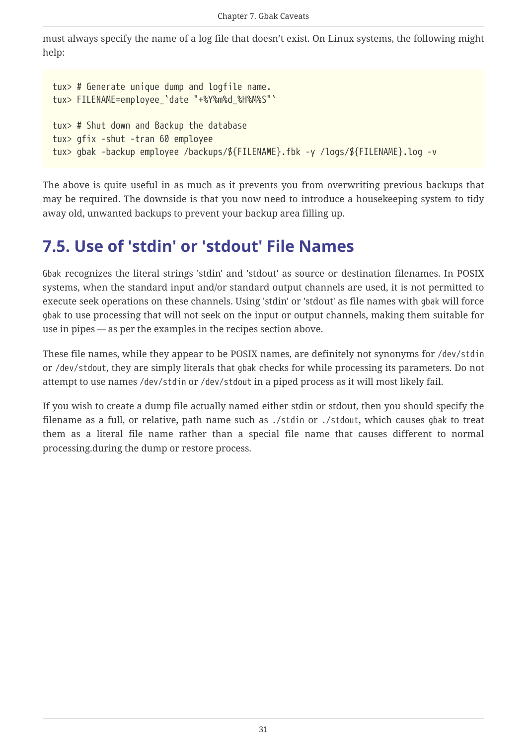must always specify the name of a log file that doesn't exist. On Linux systems, the following might help:

```
tux> # Generate unique dump and logfile name.
tux> FILENAME=employee_`date "+%Y%m%d_%H%M%S"`

tux> # Shut down and Backup the database
tux> gfix -shut -tran 60 employee
tux> gbak -backup employee /backups/${FILENAME}.fbk -y /logs/${FILENAME}.log -v
```

The above is quite useful in as much as it prevents you from overwriting previous backups that may be required. The downside is that you now need to introduce a housekeeping system to tidy away old, unwanted backups to prevent your backup area filling up.

## 7.5. Use of 'stdin' or 'stdout' File Names

`Gbak` recognizes the literal strings 'stdin' and 'stdout' as source or destination filenames. In POSIX systems, when the standard input and/or standard output channels are used, it is not permitted to execute seek operations on these channels. Using 'stdin' or 'stdout' as file names with `gbak` will force `gbak` to use processing that will not seek on the input or output channels, making them suitable for use in pipes — as per the examples in the recipes section above.

These file names, while they appear to be POSIX names, are definitely not synonyms for `/dev/stdin` or `/dev/stdout`, they are simply literals that `gbak` checks for while processing its parameters. Do not attempt to use names `/dev/stdin` or `/dev/stdout` in a piped process as it will most likely fail.

If you wish to create a dump file actually named either stdin or stdout, then you should specify the filename as a full, or relative, path name such as `./stdin` or `./stdout`, which causes `gbak` to treat them as a literal file name rather than a special file name that causes different to normal processing.during the dump or restore process.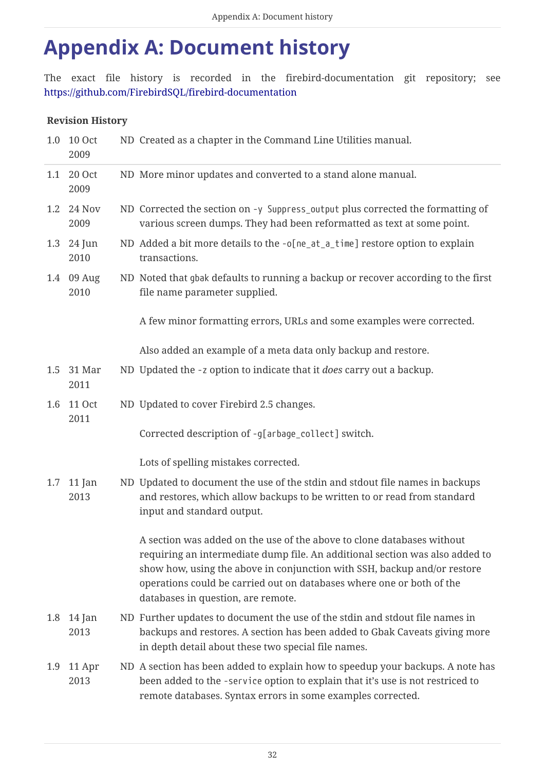# Appendix A: Document history

The exact file history is recorded in the firebird-documentation git repository; see https://github.com/FirebirdSQL/firebird-documentation

**Revision History**

| | | | |
|---|---|---|---|
| 1.0 | 10 Oct 2009 | ND | Created as a chapter in the Command Line Utilities manual. |
| 1.1 | 20 Oct 2009 | ND | More minor updates and converted to a stand alone manual. |
| 1.2 | 24 Nov 2009 | ND | Corrected the section on `-y Suppress_output` plus corrected the formatting of various screen dumps. They had been reformatted as text at some point. |
| 1.3 | 24 Jun 2010 | ND | Added a bit more details to the `-o[ne_at_a_time]` restore option to explain transactions. |
| 1.4 | 09 Aug 2010 | ND | Noted that `gbak` defaults to running a backup or recover according to the first file name parameter supplied.<br><br>A few minor formatting errors, URLs and some examples were corrected.<br><br>Also added an example of a meta data only backup and restore. |
| 1.5 | 31 Mar 2011 | ND | Updated the `-z` option to indicate that it *does* carry out a backup. |
| 1.6 | 11 Oct 2011 | ND | Updated to cover Firebird 2.5 changes.<br><br>Corrected description of `-g[arbage_collect]` switch.<br><br>Lots of spelling mistakes corrected. |
| 1.7 | 11 Jan 2013 | ND | Updated to document the use of the stdin and stdout file names in backups and restores, which allow backups to be written to or read from standard input and standard output.<br><br>A section was added on the use of the above to clone databases without requiring an intermediate dump file. An additional section was also added to show how, using the above in conjunction with SSH, backup and/or restore operations could be carried out on databases where one or both of the databases in question, are remote. |
| 1.8 | 14 Jan 2013 | ND | Further updates to document the use of the stdin and stdout file names in backups and restores. A section has been added to Gbak Caveats giving more in depth detail about these two special file names. |
| 1.9 | 11 Apr 2013 | ND | A section has been added to explain how to speedup your backups. A note has been added to the `-service` option to explain that it's use is not restriced to remote databases. Syntax errors in some examples corrected. |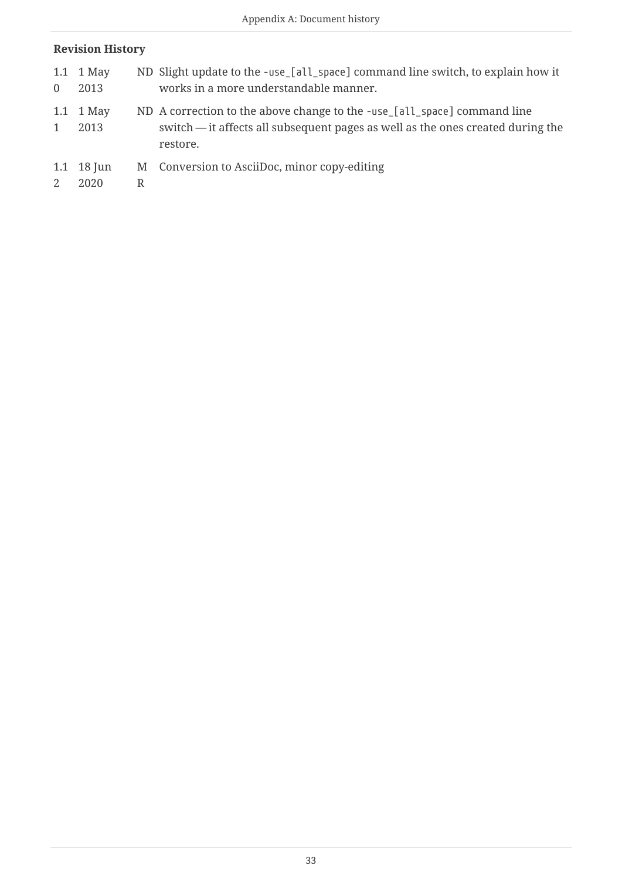**Revision History**

| | | | |
|---|---|---|---|
| 1.10 | 1 May 2013 | ND | Slight update to the `-use_[all_space]` command line switch, to explain how it works in a more understandable manner. |
| 1.11 | 1 May 2013 | ND | A correction to the above change to the `-use_[all_space]` command line switch — it affects all subsequent pages as well as the ones created during the restore. |
| 1.12 | 18 Jun 2020 | MR | Conversion to AsciiDoc, minor copy-editing |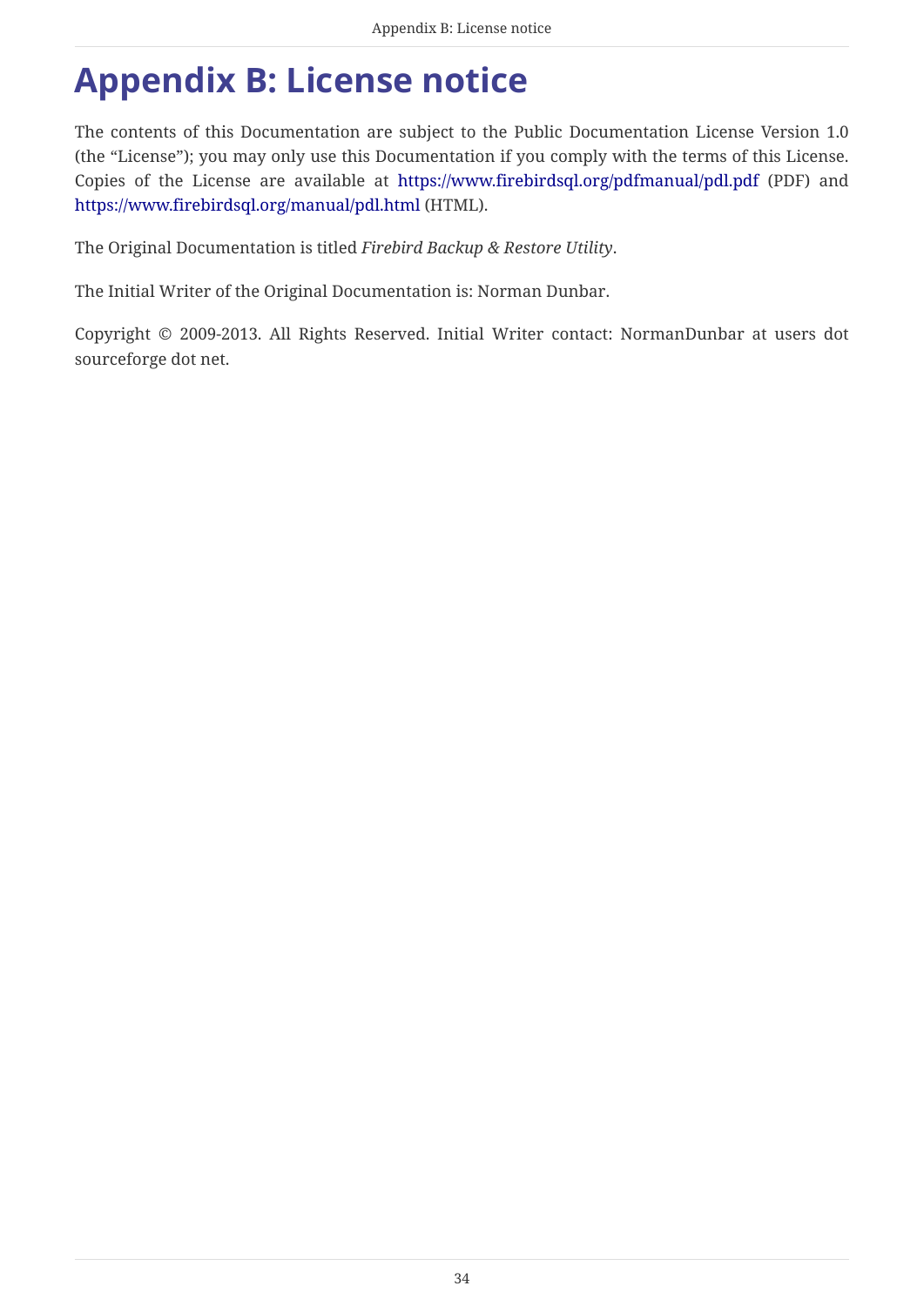# Appendix B: License notice

The contents of this Documentation are subject to the Public Documentation License Version 1.0 (the “License”); you may only use this Documentation if you comply with the terms of this License. Copies of the License are available at https://www.firebirdsql.org/pdfmanual/pdl.pdf (PDF) and https://www.firebirdsql.org/manual/pdl.html (HTML).

The Original Documentation is titled *Firebird Backup & Restore Utility*.

The Initial Writer of the Original Documentation is: Norman Dunbar.

Copyright © 2009-2013. All Rights Reserved. Initial Writer contact: NormanDunbar at users dot sourceforge dot net.